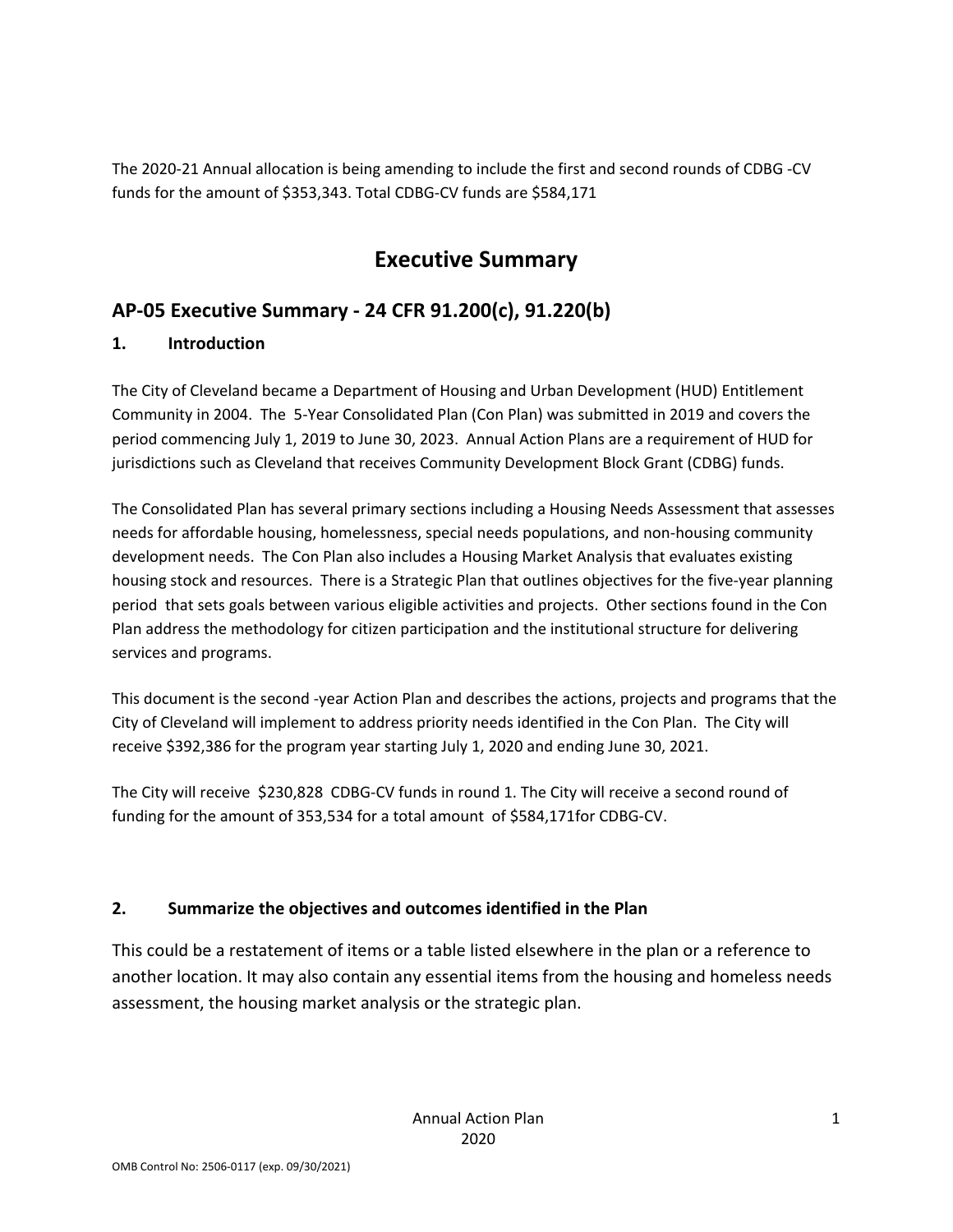The 2020-21 Annual allocation is being amending to include the first and second rounds of CDBG -CV funds for the amount of $353,343. Total CDBG-CV funds are $584,171

# Executive Summary

## AP-05 Executive Summary - 24 CFR 91.200(c), 91.220(b)

### 1. Introduction

The City of Cleveland became a Department of Housing and Urban Development (HUD) Entitlement Community in 2004. The 5-Year Consolidated Plan (Con Plan) was submitted in 2019 and covers the period commencing July 1, 2019 to June 30, 2023. Annual Action Plans are a requirement of HUD for jurisdictions such as Cleveland that receives Community Development Block Grant (CDBG) funds.

The Consolidated Plan has several primary sections including a Housing Needs Assessment that assesses needs for affordable housing, homelessness, special needs populations, and non-housing community development needs. The Con Plan also includes a Housing Market Analysis that evaluates existing housing stock and resources. There is a Strategic Plan that outlines objectives for the five-year planning period that sets goals between various eligible activities and projects. Other sections found in the Con Plan address the methodology for citizen participation and the institutional structure for delivering services and programs.

This document is the second -year Action Plan and describes the actions, projects and programs that the City of Cleveland will implement to address priority needs identified in the Con Plan. The City will receive $392,386 for the program year starting July 1, 2020 and ending June 30, 2021.

The City will receive $230,828 CDBG-CV funds in round 1. The City will receive a second round of funding for the amount of 353,534 for a total amount of $584,171for CDBG-CV.

### 2. Summarize the objectives and outcomes identified in the Plan

This could be a restatement of items or a table listed elsewhere in the plan or a reference to another location. It may also contain any essential items from the housing and homeless needs assessment, the housing market analysis or the strategic plan.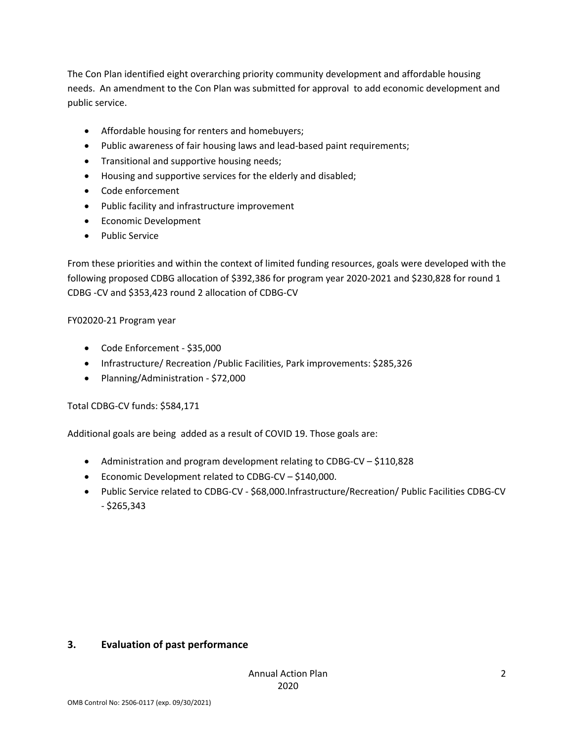The Con Plan identified eight overarching priority community development and affordable housing needs. An amendment to the Con Plan was submitted for approval to add economic development and public service.

- Affordable housing for renters and homebuyers;
- Public awareness of fair housing laws and lead-based paint requirements;
- Transitional and supportive housing needs;
- Housing and supportive services for the elderly and disabled;
- Code enforcement
- Public facility and infrastructure improvement
- Economic Development
- Public Service

From these priorities and within the context of limited funding resources, goals were developed with the following proposed CDBG allocation of $392,386 for program year 2020-2021 and $230,828 for round 1 CDBG -CV and $353,423 round 2 allocation of CDBG-CV

FY02020-21 Program year

- Code Enforcement - $35,000
- Infrastructure/ Recreation /Public Facilities, Park improvements: $285,326
- Planning/Administration - $72,000

Total CDBG-CV funds: $584,171

Additional goals are being added as a result of COVID 19. Those goals are:

- Administration and program development relating to CDBG-CV – $110,828
- Economic Development related to CDBG-CV – $140,000.
- Public Service related to CDBG-CV - $68,000.Infrastructure/Recreation/ Public Facilities CDBG-CV - $265,343

### 3. Evaluation of past performance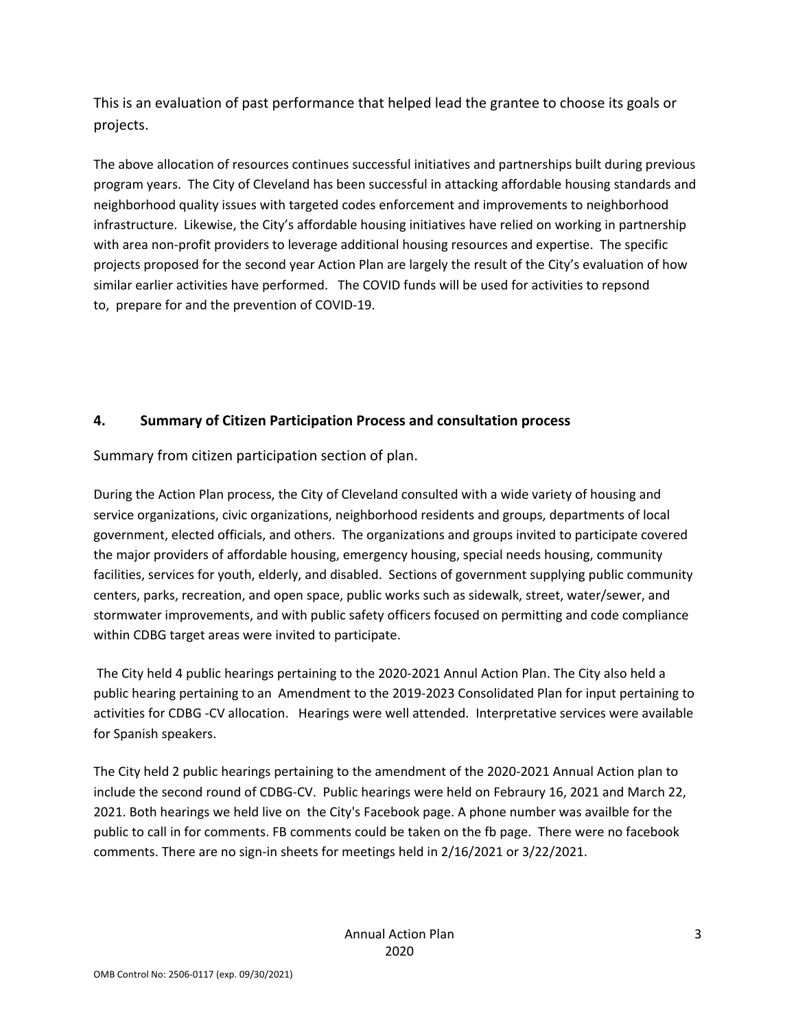This is an evaluation of past performance that helped lead the grantee to choose its goals or projects.

The above allocation of resources continues successful initiatives and partnerships built during previous program years. The City of Cleveland has been successful in attacking affordable housing standards and neighborhood quality issues with targeted codes enforcement and improvements to neighborhood infrastructure. Likewise, the City's affordable housing initiatives have relied on working in partnership with area non-profit providers to leverage additional housing resources and expertise. The specific projects proposed for the second year Action Plan are largely the result of the City's evaluation of how similar earlier activities have performed. The COVID funds will be used for activities to repsond to, prepare for and the prevention of COVID-19.

**4. Summary of Citizen Participation Process and consultation process**

Summary from citizen participation section of plan.

During the Action Plan process, the City of Cleveland consulted with a wide variety of housing and service organizations, civic organizations, neighborhood residents and groups, departments of local government, elected officials, and others. The organizations and groups invited to participate covered the major providers of affordable housing, emergency housing, special needs housing, community facilities, services for youth, elderly, and disabled. Sections of government supplying public community centers, parks, recreation, and open space, public works such as sidewalk, street, water/sewer, and stormwater improvements, and with public safety officers focused on permitting and code compliance within CDBG target areas were invited to participate.

The City held 4 public hearings pertaining to the 2020-2021 Annul Action Plan. The City also held a public hearing pertaining to an Amendment to the 2019-2023 Consolidated Plan for input pertaining to activities for CDBG -CV allocation. Hearings were well attended. Interpretative services were available for Spanish speakers.

The City held 2 public hearings pertaining to the amendment of the 2020-2021 Annual Action plan to include the second round of CDBG-CV. Public hearings were held on Febraury 16, 2021 and March 22, 2021. Both hearings we held live on the City's Facebook page. A phone number was availble for the public to call in for comments. FB comments could be taken on the fb page. There were no facebook comments. There are no sign-in sheets for meetings held in 2/16/2021 or 3/22/2021.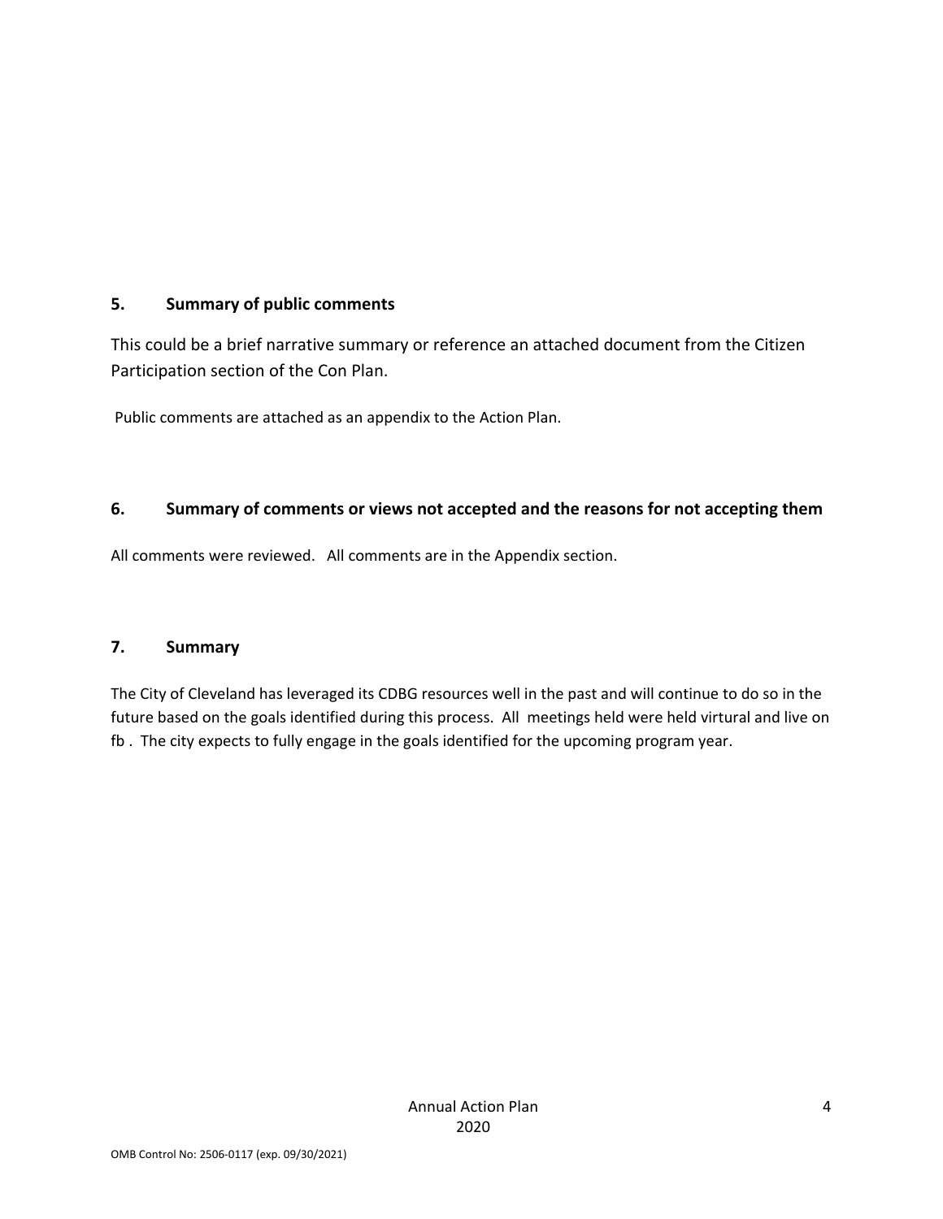## 5. Summary of public comments

This could be a brief narrative summary or reference an attached document from the Citizen Participation section of the Con Plan.

Public comments are attached as an appendix to the Action Plan.

## 6. Summary of comments or views not accepted and the reasons for not accepting them

All comments were reviewed. All comments are in the Appendix section.

## 7. Summary

The City of Cleveland has leveraged its CDBG resources well in the past and will continue to do so in the future based on the goals identified during this process. All meetings held were held virtural and live on fb . The city expects to fully engage in the goals identified for the upcoming program year.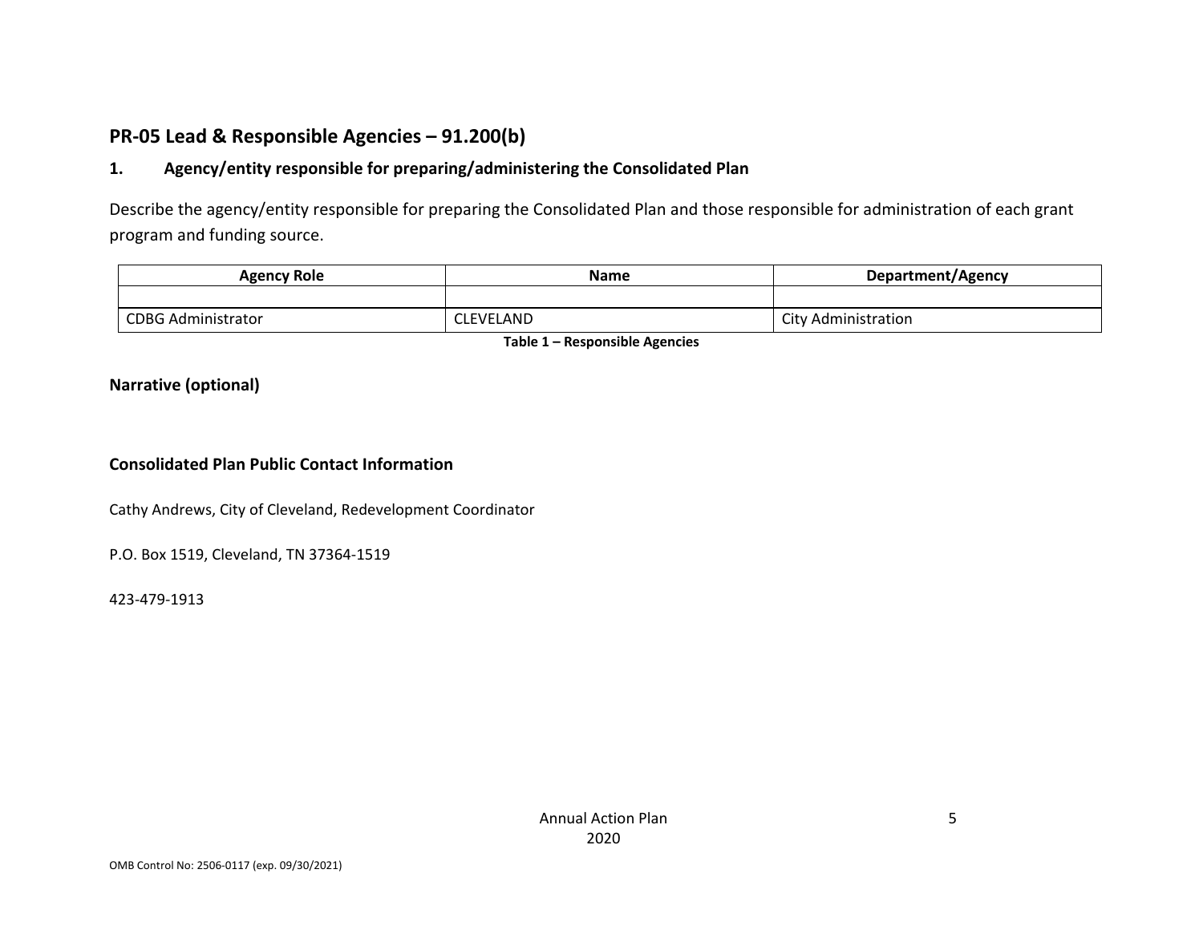## PR-05 Lead & Responsible Agencies – 91.200(b)

### 1. Agency/entity responsible for preparing/administering the Consolidated Plan

Describe the agency/entity responsible for preparing the Consolidated Plan and those responsible for administration of each grant program and funding source.

| Agency Role | Name | Department/Agency |
|---|---|---|
| | | |
| CDBG Administrator | CLEVELAND | City Administration |

**Table 1 – Responsible Agencies**

### Narrative (optional)

### Consolidated Plan Public Contact Information

Cathy Andrews, City of Cleveland, Redevelopment Coordinator

P.O. Box 1519, Cleveland, TN 37364-1519

423-479-1913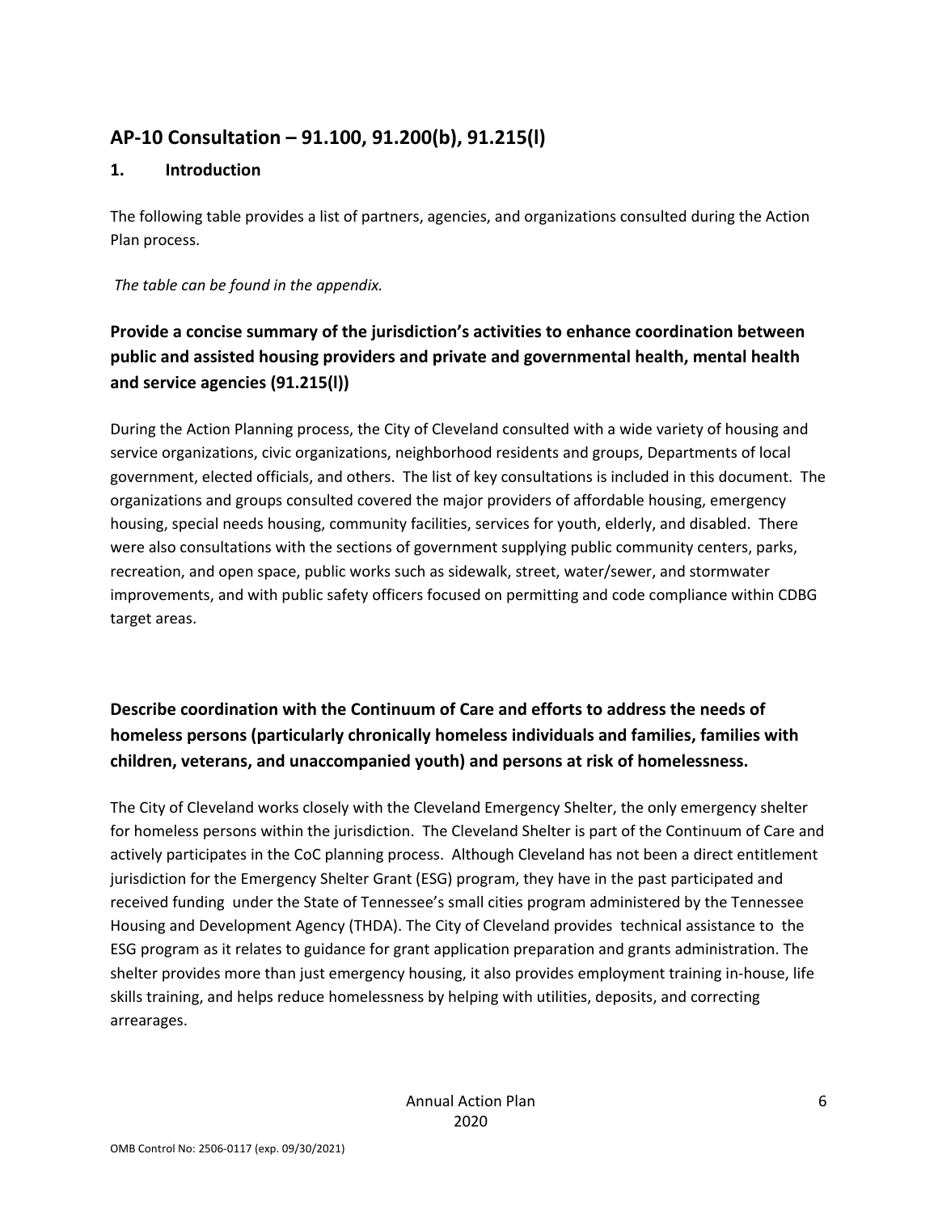## AP-10 Consultation – 91.100, 91.200(b), 91.215(l)

### 1. Introduction

The following table provides a list of partners, agencies, and organizations consulted during the Action Plan process.

*The table can be found in the appendix.*

### Provide a concise summary of the jurisdiction's activities to enhance coordination between public and assisted housing providers and private and governmental health, mental health and service agencies (91.215(l))

During the Action Planning process, the City of Cleveland consulted with a wide variety of housing and service organizations, civic organizations, neighborhood residents and groups, Departments of local government, elected officials, and others. The list of key consultations is included in this document. The organizations and groups consulted covered the major providers of affordable housing, emergency housing, special needs housing, community facilities, services for youth, elderly, and disabled. There were also consultations with the sections of government supplying public community centers, parks, recreation, and open space, public works such as sidewalk, street, water/sewer, and stormwater improvements, and with public safety officers focused on permitting and code compliance within CDBG target areas.

### Describe coordination with the Continuum of Care and efforts to address the needs of homeless persons (particularly chronically homeless individuals and families, families with children, veterans, and unaccompanied youth) and persons at risk of homelessness.

The City of Cleveland works closely with the Cleveland Emergency Shelter, the only emergency shelter for homeless persons within the jurisdiction. The Cleveland Shelter is part of the Continuum of Care and actively participates in the CoC planning process. Although Cleveland has not been a direct entitlement jurisdiction for the Emergency Shelter Grant (ESG) program, they have in the past participated and received funding under the State of Tennessee's small cities program administered by the Tennessee Housing and Development Agency (THDA). The City of Cleveland provides technical assistance to the ESG program as it relates to guidance for grant application preparation and grants administration. The shelter provides more than just emergency housing, it also provides employment training in-house, life skills training, and helps reduce homelessness by helping with utilities, deposits, and correcting arrearages.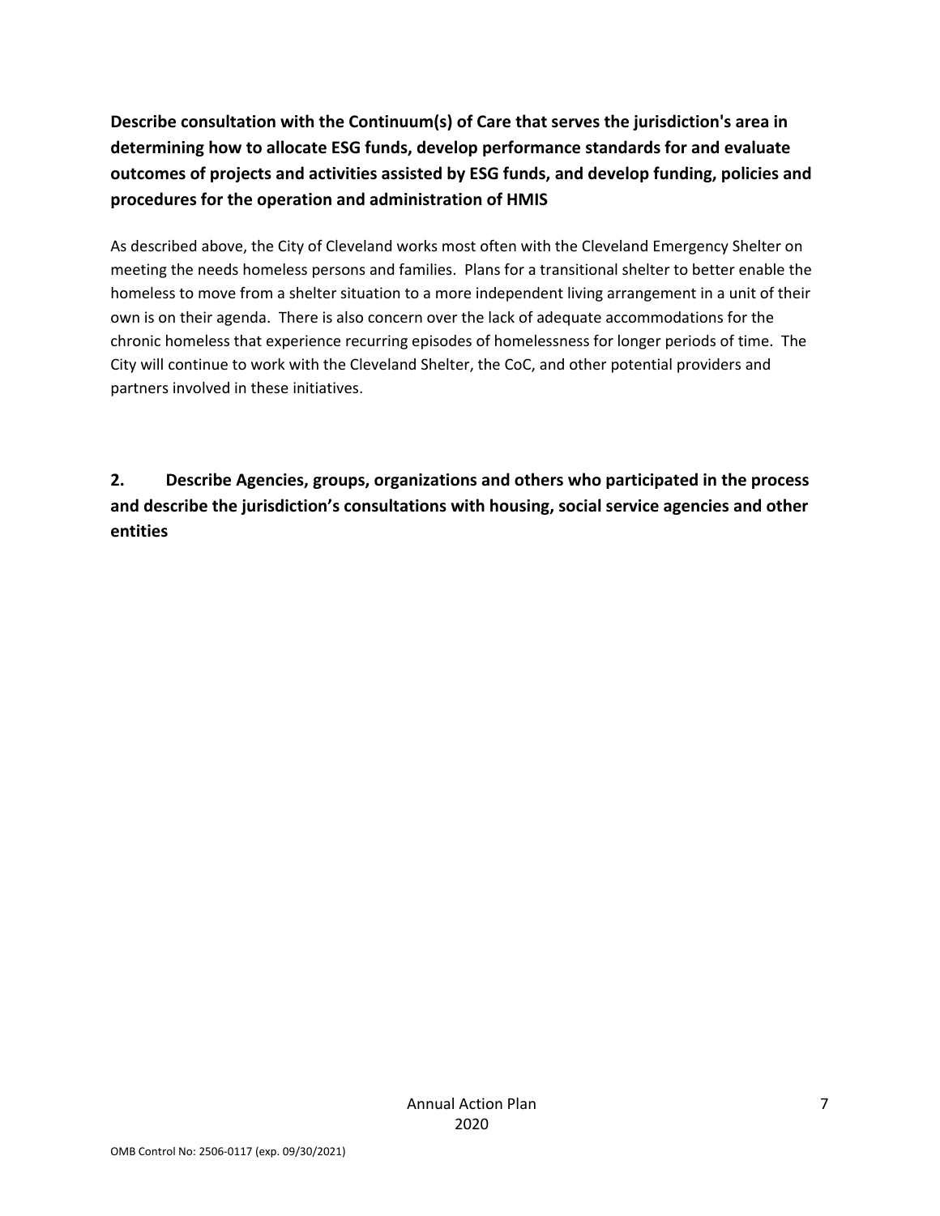**Describe consultation with the Continuum(s) of Care that serves the jurisdiction's area in determining how to allocate ESG funds, develop performance standards for and evaluate outcomes of projects and activities assisted by ESG funds, and develop funding, policies and procedures for the operation and administration of HMIS**

As described above, the City of Cleveland works most often with the Cleveland Emergency Shelter on meeting the needs homeless persons and families. Plans for a transitional shelter to better enable the homeless to move from a shelter situation to a more independent living arrangement in a unit of their own is on their agenda. There is also concern over the lack of adequate accommodations for the chronic homeless that experience recurring episodes of homelessness for longer periods of time. The City will continue to work with the Cleveland Shelter, the CoC, and other potential providers and partners involved in these initiatives.

**2. Describe Agencies, groups, organizations and others who participated in the process and describe the jurisdiction's consultations with housing, social service agencies and other entities**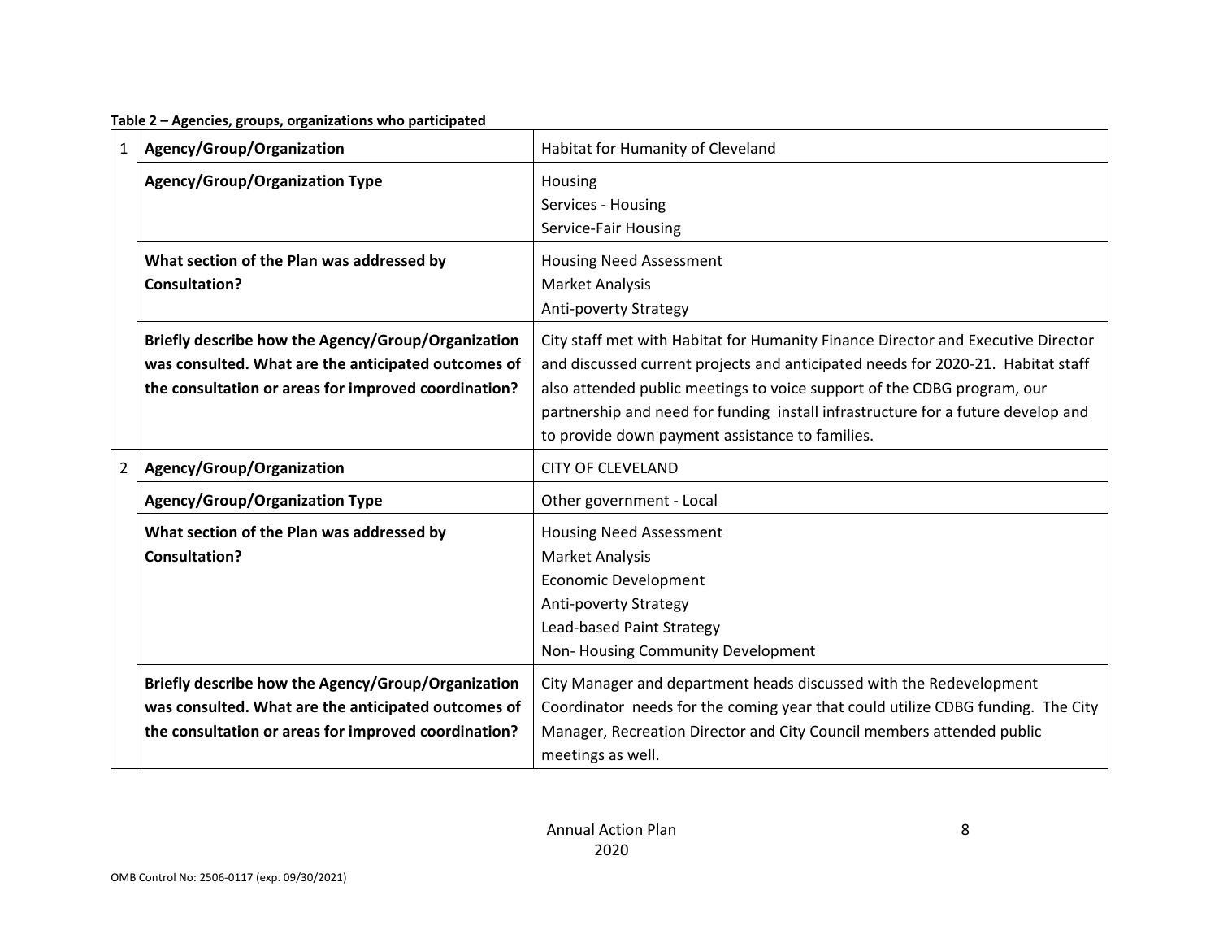**Table 2 – Agencies, groups, organizations who participated**

| | | |
|---|---|---|
| 1 | **Agency/Group/Organization** | Habitat for Humanity of Cleveland |
| | **Agency/Group/Organization Type** | Housing<br>Services - Housing<br>Service-Fair Housing |
| | **What section of the Plan was addressed by Consultation?** | Housing Need Assessment<br>Market Analysis<br>Anti-poverty Strategy |
| | **Briefly describe how the Agency/Group/Organization was consulted. What are the anticipated outcomes of the consultation or areas for improved coordination?** | City staff met with Habitat for Humanity Finance Director and Executive Director and discussed current projects and anticipated needs for 2020-21. Habitat staff also attended public meetings to voice support of the CDBG program, our partnership and need for funding install infrastructure for a future develop and to provide down payment assistance to families. |
| 2 | **Agency/Group/Organization** | CITY OF CLEVELAND |
| | **Agency/Group/Organization Type** | Other government - Local |
| | **What section of the Plan was addressed by Consultation?** | Housing Need Assessment<br>Market Analysis<br>Economic Development<br>Anti-poverty Strategy<br>Lead-based Paint Strategy<br>Non- Housing Community Development |
| | **Briefly describe how the Agency/Group/Organization was consulted. What are the anticipated outcomes of the consultation or areas for improved coordination?** | City Manager and department heads discussed with the Redevelopment Coordinator needs for the coming year that could utilize CDBG funding. The City Manager, Recreation Director and City Council members attended public meetings as well. |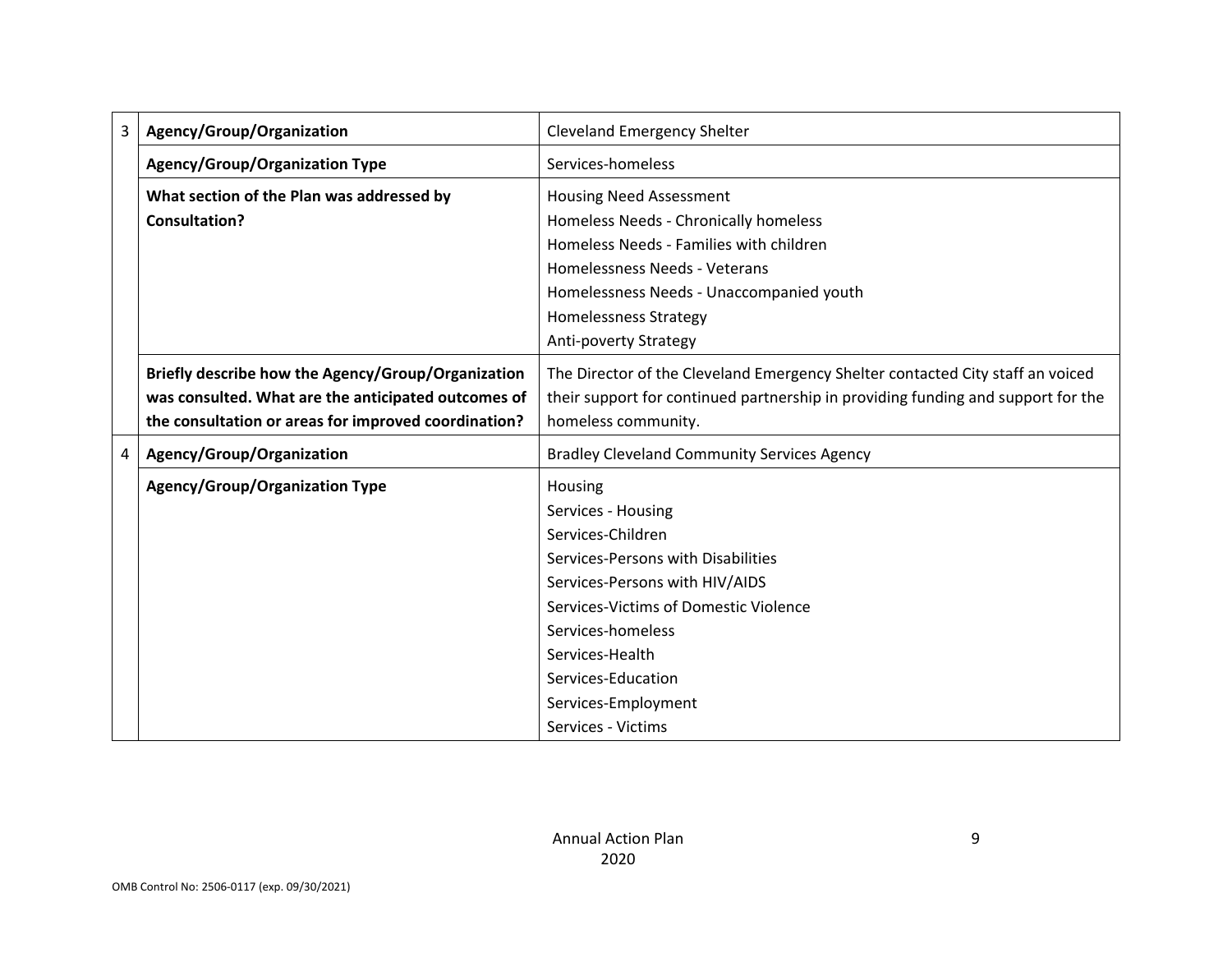| | | |
|---|---|---|
| 3 | **Agency/Group/Organization** | Cleveland Emergency Shelter |
| | **Agency/Group/Organization Type** | Services-homeless |
| | **What section of the Plan was addressed by Consultation?** | Housing Need Assessment<br>Homeless Needs - Chronically homeless<br>Homeless Needs - Families with children<br>Homelessness Needs - Veterans<br>Homelessness Needs - Unaccompanied youth<br>Homelessness Strategy<br>Anti-poverty Strategy |
| | **Briefly describe how the Agency/Group/Organization was consulted. What are the anticipated outcomes of the consultation or areas for improved coordination?** | The Director of the Cleveland Emergency Shelter contacted City staff an voiced their support for continued partnership in providing funding and support for the homeless community. |
| 4 | **Agency/Group/Organization** | Bradley Cleveland Community Services Agency |
| | **Agency/Group/Organization Type** | Housing<br>Services - Housing<br>Services-Children<br>Services-Persons with Disabilities<br>Services-Persons with HIV/AIDS<br>Services-Victims of Domestic Violence<br>Services-homeless<br>Services-Health<br>Services-Education<br>Services-Employment<br>Services - Victims |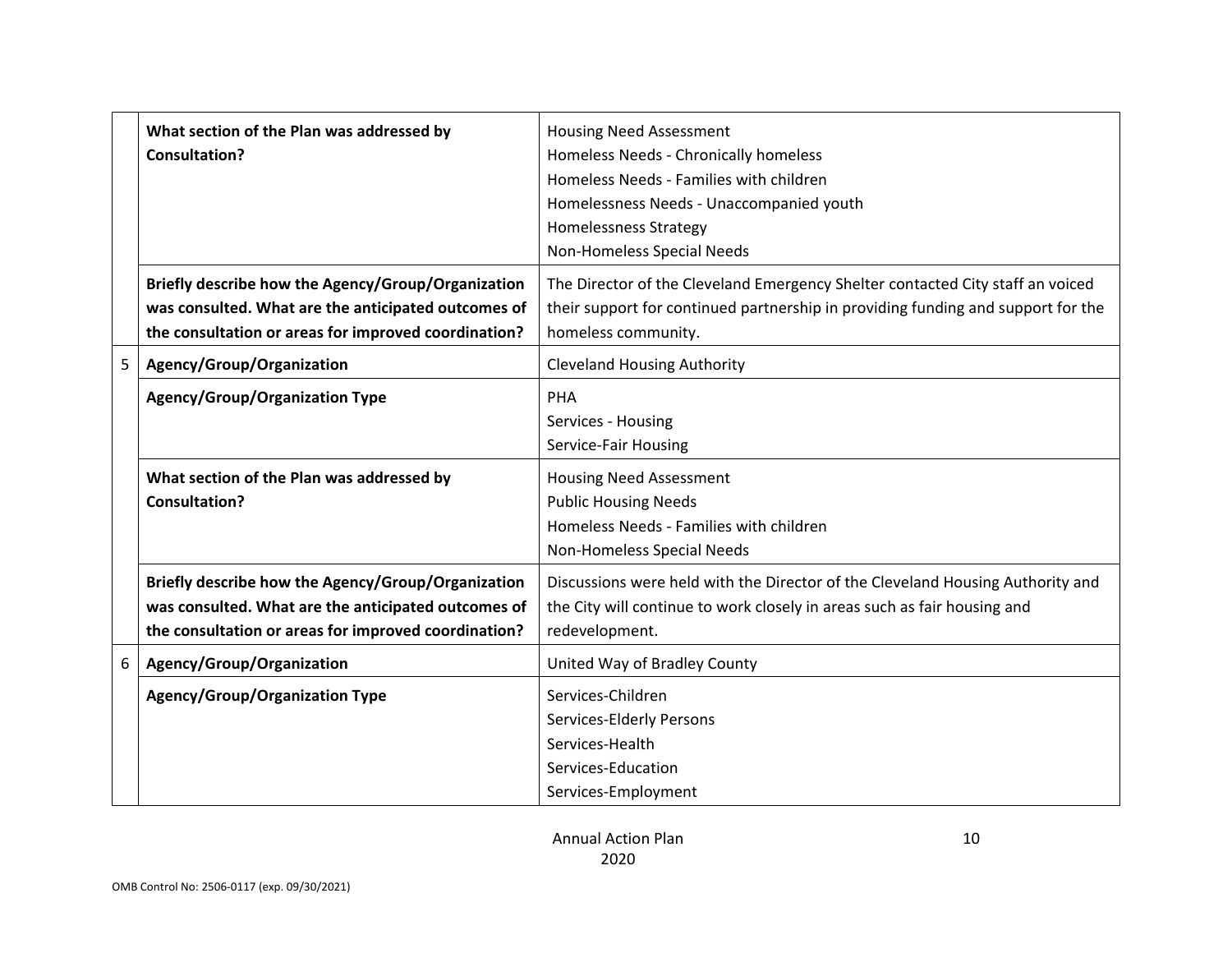| | | |
|---|---|---|
| | **What section of the Plan was addressed by Consultation?** | Housing Need Assessment<br>Homeless Needs - Chronically homeless<br>Homeless Needs - Families with children<br>Homelessness Needs - Unaccompanied youth<br>Homelessness Strategy<br>Non-Homeless Special Needs |
| | **Briefly describe how the Agency/Group/Organization was consulted. What are the anticipated outcomes of the consultation or areas for improved coordination?** | The Director of the Cleveland Emergency Shelter contacted City staff an voiced their support for continued partnership in providing funding and support for the homeless community. |
| 5 | **Agency/Group/Organization** | Cleveland Housing Authority |
| | **Agency/Group/Organization Type** | PHA<br>Services - Housing<br>Service-Fair Housing |
| | **What section of the Plan was addressed by Consultation?** | Housing Need Assessment<br>Public Housing Needs<br>Homeless Needs - Families with children<br>Non-Homeless Special Needs |
| | **Briefly describe how the Agency/Group/Organization was consulted. What are the anticipated outcomes of the consultation or areas for improved coordination?** | Discussions were held with the Director of the Cleveland Housing Authority and the City will continue to work closely in areas such as fair housing and redevelopment. |
| 6 | **Agency/Group/Organization** | United Way of Bradley County |
| | **Agency/Group/Organization Type** | Services-Children<br>Services-Elderly Persons<br>Services-Health<br>Services-Education<br>Services-Employment |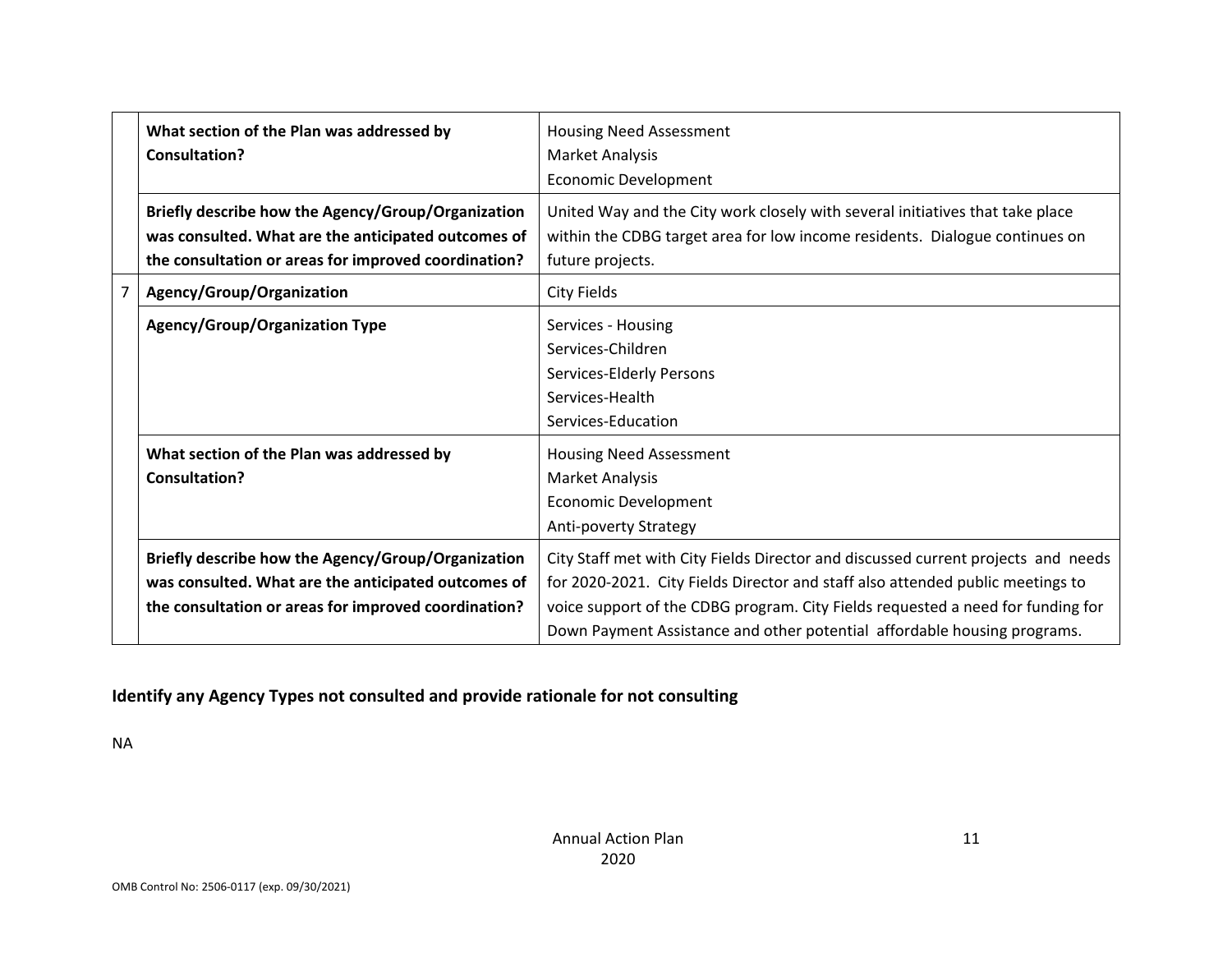| | | |
|---|---|---|
| | **What section of the Plan was addressed by Consultation?** | Housing Need Assessment<br>Market Analysis<br>Economic Development |
| | **Briefly describe how the Agency/Group/Organization was consulted. What are the anticipated outcomes of the consultation or areas for improved coordination?** | United Way and the City work closely with several initiatives that take place within the CDBG target area for low income residents. Dialogue continues on future projects. |
| 7 | **Agency/Group/Organization** | City Fields |
| | **Agency/Group/Organization Type** | Services - Housing<br>Services-Children<br>Services-Elderly Persons<br>Services-Health<br>Services-Education |
| | **What section of the Plan was addressed by Consultation?** | Housing Need Assessment<br>Market Analysis<br>Economic Development<br>Anti-poverty Strategy |
| | **Briefly describe how the Agency/Group/Organization was consulted. What are the anticipated outcomes of the consultation or areas for improved coordination?** | City Staff met with City Fields Director and discussed current projects and needs for 2020-2021. City Fields Director and staff also attended public meetings to voice support of the CDBG program. City Fields requested a need for funding for Down Payment Assistance and other potential affordable housing programs. |

**Identify any Agency Types not consulted and provide rationale for not consulting**

NA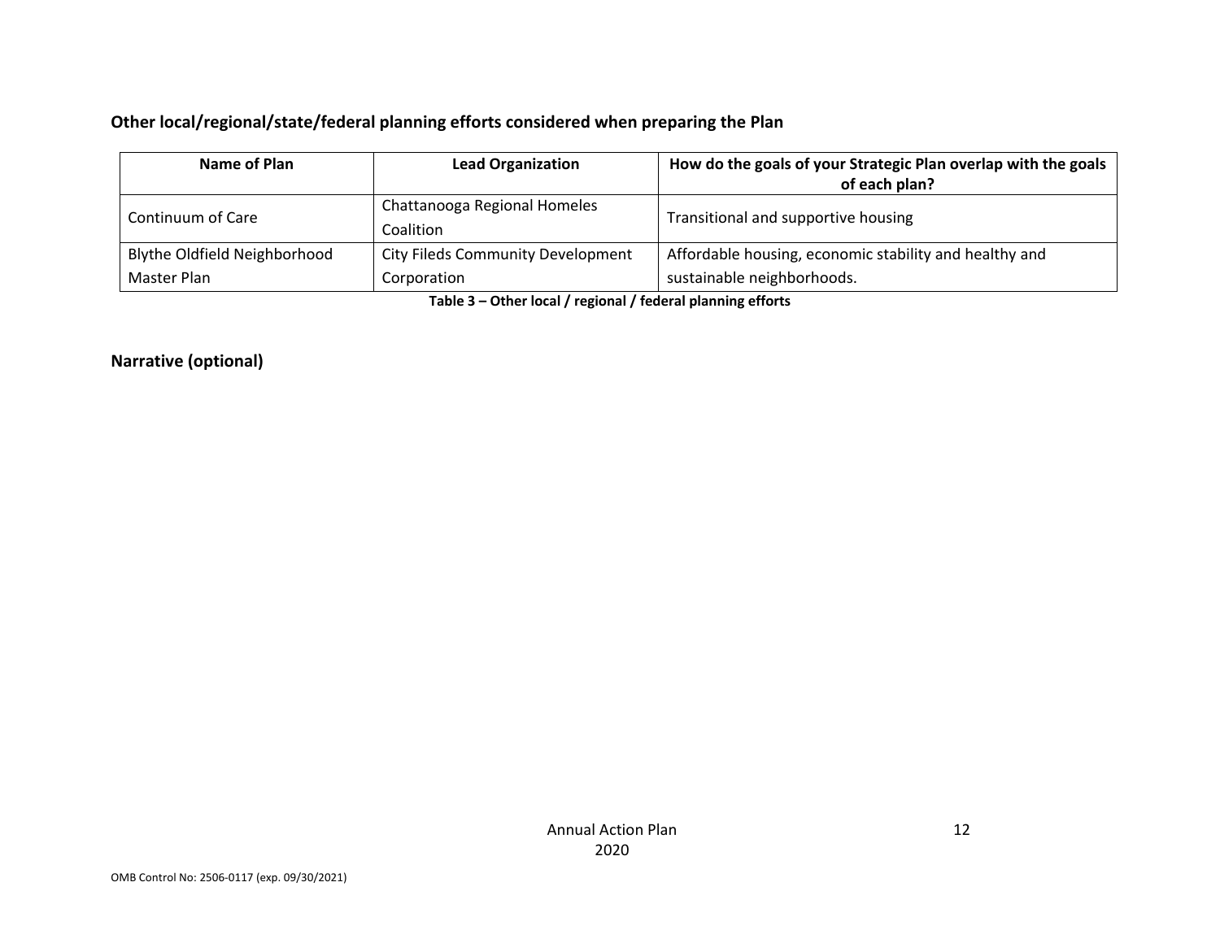### Other local/regional/state/federal planning efforts considered when preparing the Plan

| Name of Plan | Lead Organization | How do the goals of your Strategic Plan overlap with the goals of each plan? |
|---|---|---|
| Continuum of Care | Chattanooga Regional Homeles Coalition | Transitional and supportive housing |
| Blythe Oldfield Neighborhood Master Plan | City Fileds Community Development Corporation | Affordable housing, economic stability and healthy and sustainable neighborhoods. |

**Table 3 – Other local / regional / federal planning efforts**

### Narrative (optional)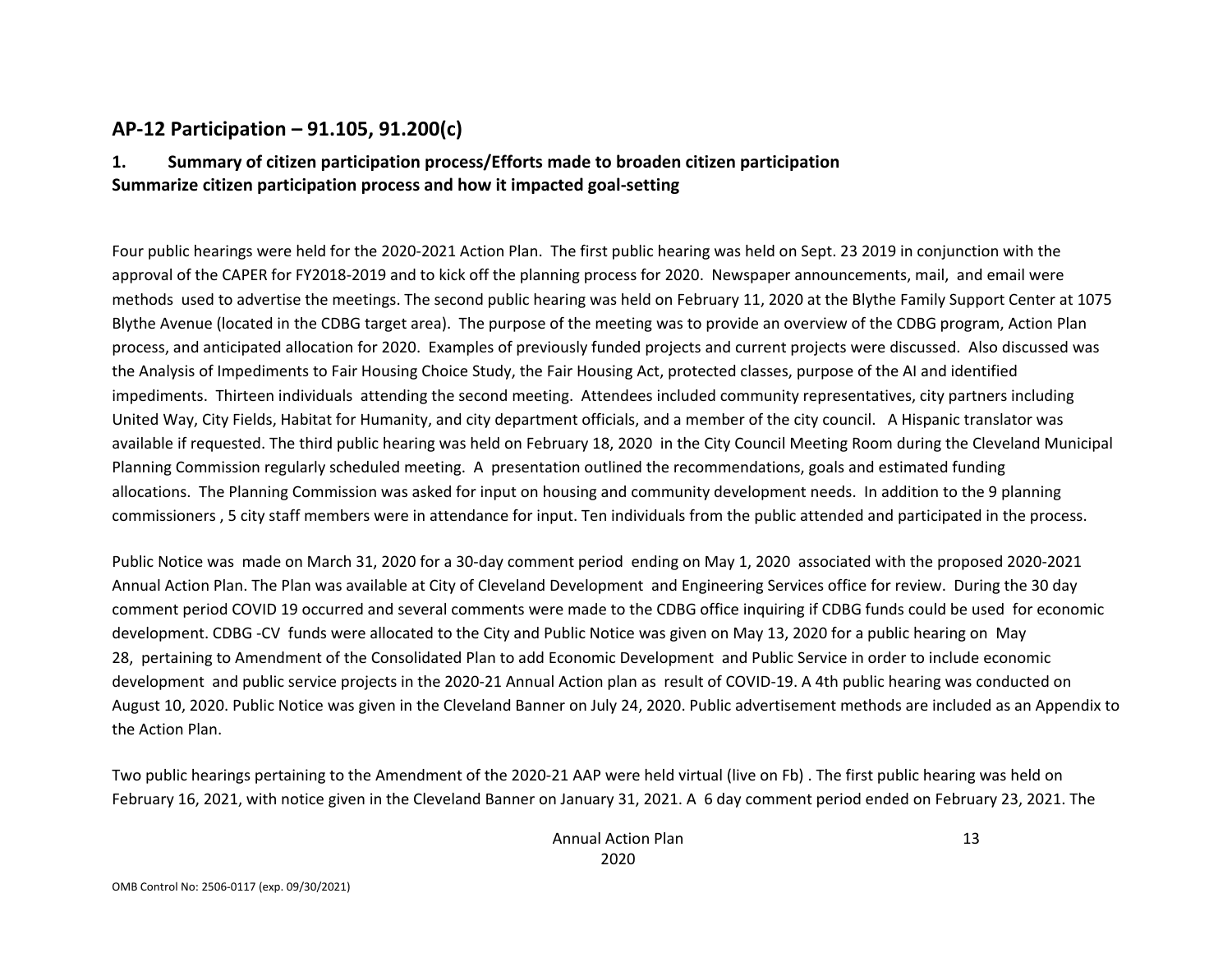## AP-12 Participation – 91.105, 91.200(c)

### 1. Summary of citizen participation process/Efforts made to broaden citizen participation
### Summarize citizen participation process and how it impacted goal-setting

Four public hearings were held for the 2020-2021 Action Plan. The first public hearing was held on Sept. 23 2019 in conjunction with the approval of the CAPER for FY2018-2019 and to kick off the planning process for 2020. Newspaper announcements, mail, and email were methods used to advertise the meetings. The second public hearing was held on February 11, 2020 at the Blythe Family Support Center at 1075 Blythe Avenue (located in the CDBG target area). The purpose of the meeting was to provide an overview of the CDBG program, Action Plan process, and anticipated allocation for 2020. Examples of previously funded projects and current projects were discussed. Also discussed was the Analysis of Impediments to Fair Housing Choice Study, the Fair Housing Act, protected classes, purpose of the AI and identified impediments. Thirteen individuals attending the second meeting. Attendees included community representatives, city partners including United Way, City Fields, Habitat for Humanity, and city department officials, and a member of the city council. A Hispanic translator was available if requested. The third public hearing was held on February 18, 2020 in the City Council Meeting Room during the Cleveland Municipal Planning Commission regularly scheduled meeting. A presentation outlined the recommendations, goals and estimated funding allocations. The Planning Commission was asked for input on housing and community development needs. In addition to the 9 planning commissioners , 5 city staff members were in attendance for input. Ten individuals from the public attended and participated in the process.

Public Notice was made on March 31, 2020 for a 30-day comment period ending on May 1, 2020 associated with the proposed 2020-2021 Annual Action Plan. The Plan was available at City of Cleveland Development and Engineering Services office for review. During the 30 day comment period COVID 19 occurred and several comments were made to the CDBG office inquiring if CDBG funds could be used for economic development. CDBG -CV funds were allocated to the City and Public Notice was given on May 13, 2020 for a public hearing on May 28, pertaining to Amendment of the Consolidated Plan to add Economic Development and Public Service in order to include economic development and public service projects in the 2020-21 Annual Action plan as result of COVID-19. A 4th public hearing was conducted on August 10, 2020. Public Notice was given in the Cleveland Banner on July 24, 2020. Public advertisement methods are included as an Appendix to the Action Plan.

Two public hearings pertaining to the Amendment of the 2020-21 AAP were held virtual (live on Fb) . The first public hearing was held on February 16, 2021, with notice given in the Cleveland Banner on January 31, 2021. A 6 day comment period ended on February 23, 2021. The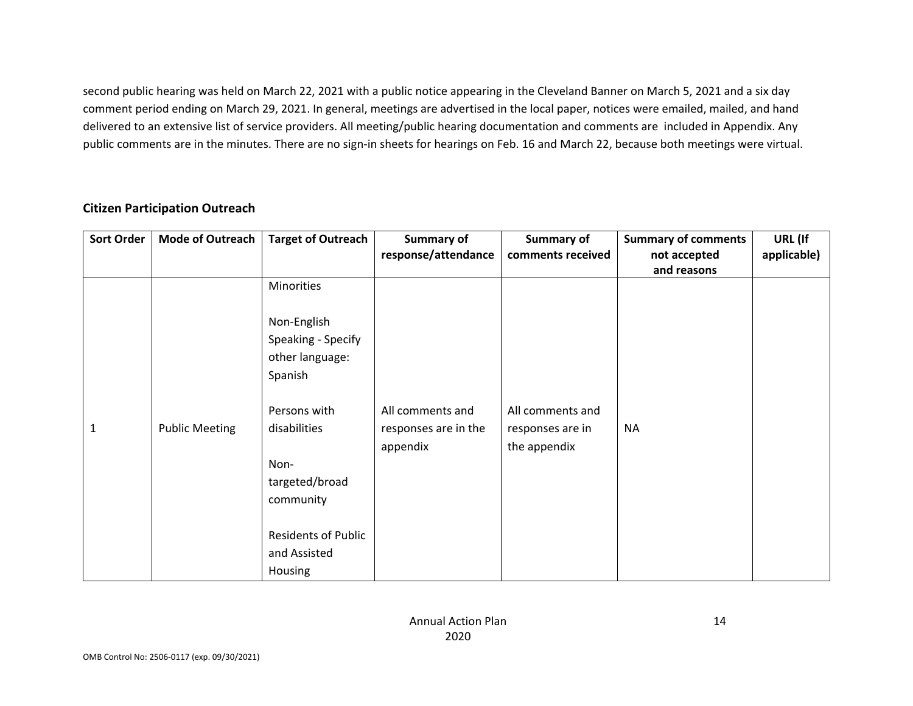second public hearing was held on March 22, 2021 with a public notice appearing in the Cleveland Banner on March 5, 2021 and a six day comment period ending on March 29, 2021. In general, meetings are advertised in the local paper, notices were emailed, mailed, and hand delivered to an extensive list of service providers. All meeting/public hearing documentation and comments are included in Appendix. Any public comments are in the minutes. There are no sign-in sheets for hearings on Feb. 16 and March 22, because both meetings were virtual.

## Citizen Participation Outreach

| Sort Order | Mode of Outreach | Target of Outreach | Summary of response/attendance | Summary of comments received | Summary of comments not accepted and reasons | URL (If applicable) |
|---|---|---|---|---|---|---|
| 1 | Public Meeting | Minorities<br><br>Non-English Speaking - Specify other language: Spanish<br><br>Persons with disabilities<br><br>Non-targeted/broad community<br><br>Residents of Public and Assisted Housing | All comments and responses are in the appendix | All comments and responses are in the appendix | NA | |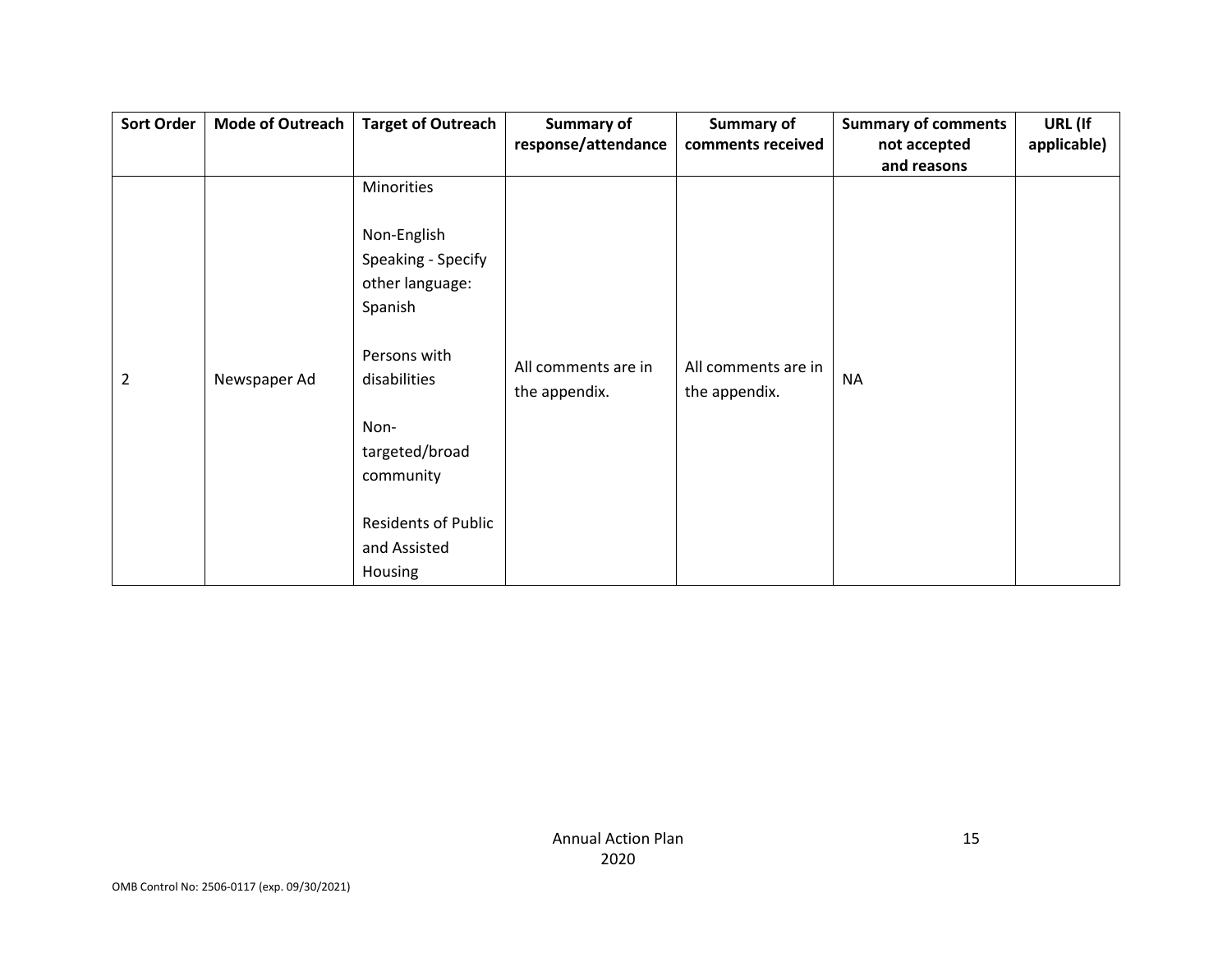| Sort Order | Mode of Outreach | Target of Outreach | Summary of response/attendance | Summary of comments received | Summary of comments not accepted and reasons | URL (If applicable) |
|---|---|---|---|---|---|---|
| 2 | Newspaper Ad | Minorities<br><br>Non-English Speaking - Specify other language: Spanish<br><br>Persons with disabilities<br><br>Non-targeted/broad community<br><br>Residents of Public and Assisted Housing | All comments are in the appendix. | All comments are in the appendix. | NA | |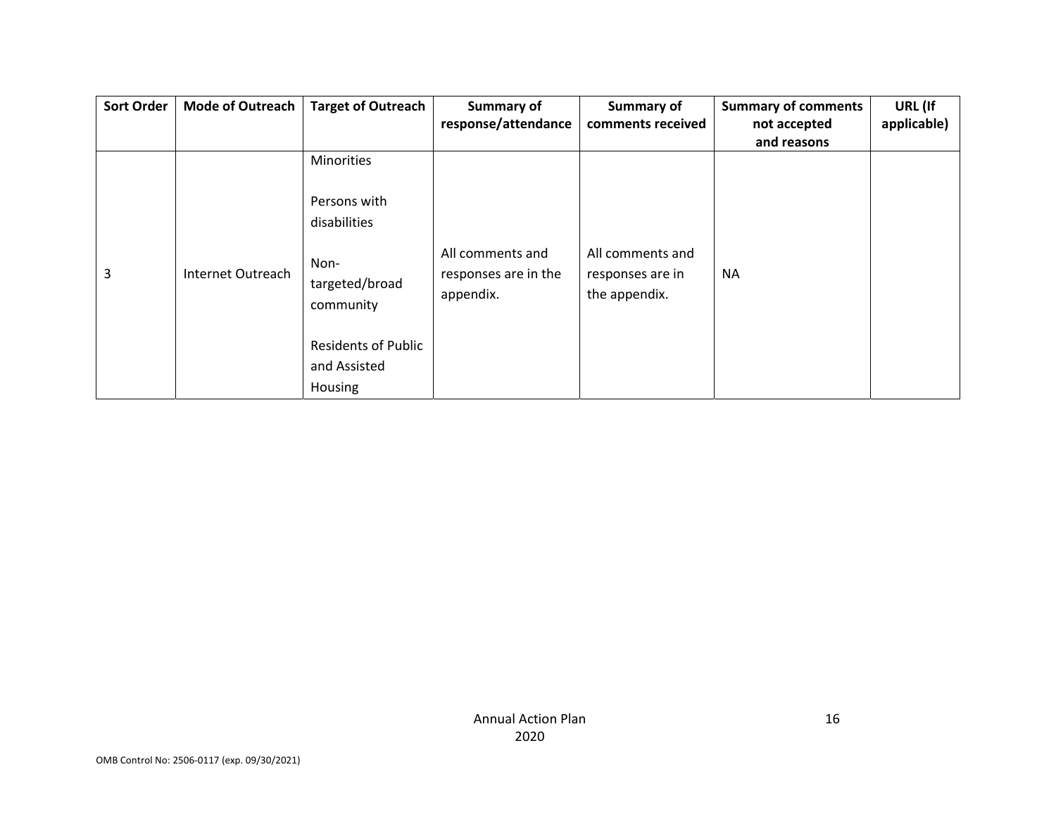| Sort Order | Mode of Outreach | Target of Outreach | Summary of response/attendance | Summary of comments received | Summary of comments not accepted and reasons | URL (If applicable) |
|---|---|---|---|---|---|---|
| 3 | Internet Outreach | Minorities<br><br>Persons with disabilities<br><br>Non-targeted/broad community<br><br>Residents of Public and Assisted Housing | All comments and responses are in the appendix. | All comments and responses are in the appendix. | NA | |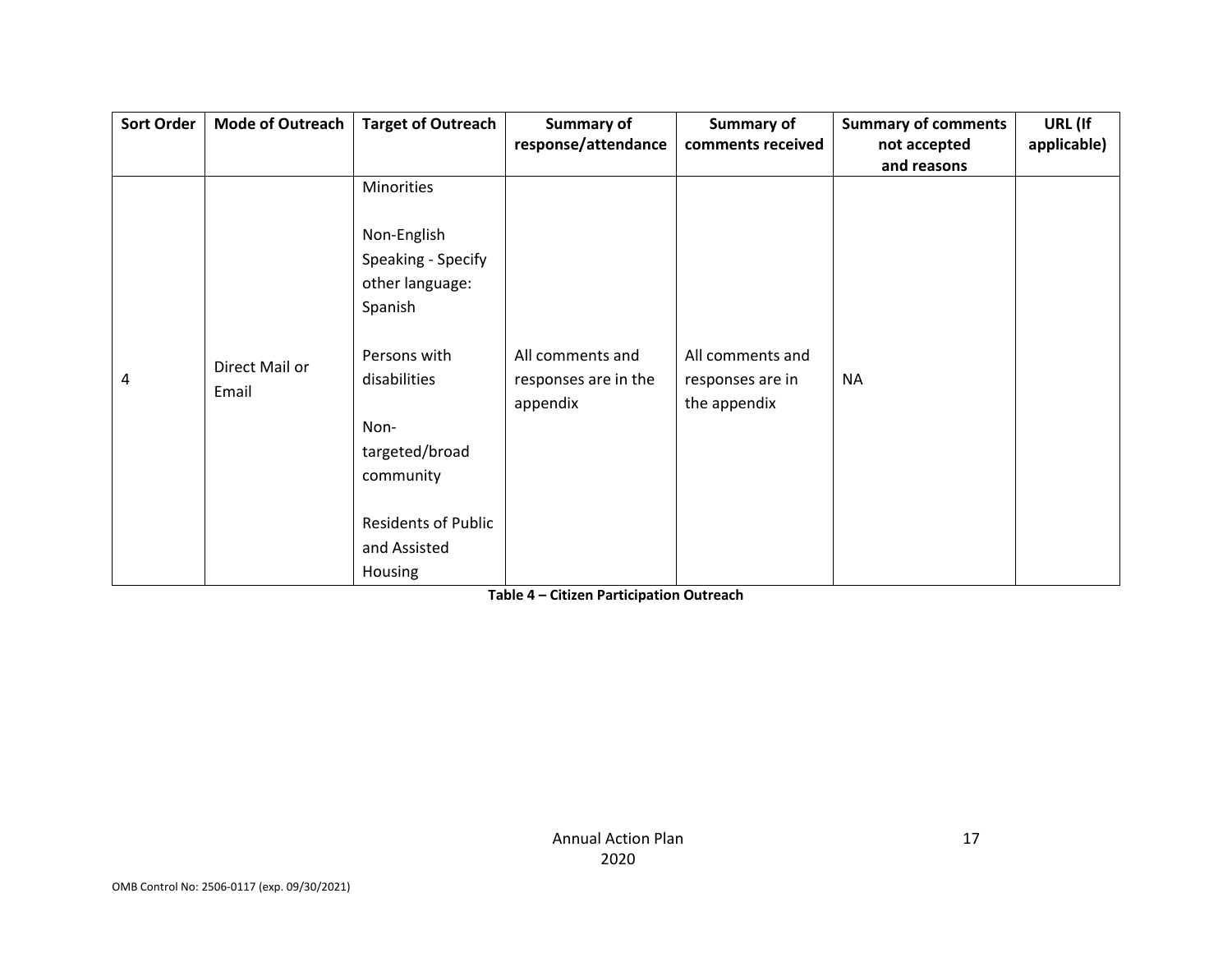| Sort Order | Mode of Outreach | Target of Outreach | Summary of response/attendance | Summary of comments received | Summary of comments not accepted and reasons | URL (If applicable) |
|---|---|---|---|---|---|---|
| 4 | Direct Mail or Email | Minorities<br><br>Non-English Speaking - Specify other language: Spanish<br><br>Persons with disabilities<br><br>Non-targeted/broad community<br><br>Residents of Public and Assisted Housing | All comments and responses are in the appendix | All comments and responses are in the appendix | NA | |

**Table 4 – Citizen Participation Outreach**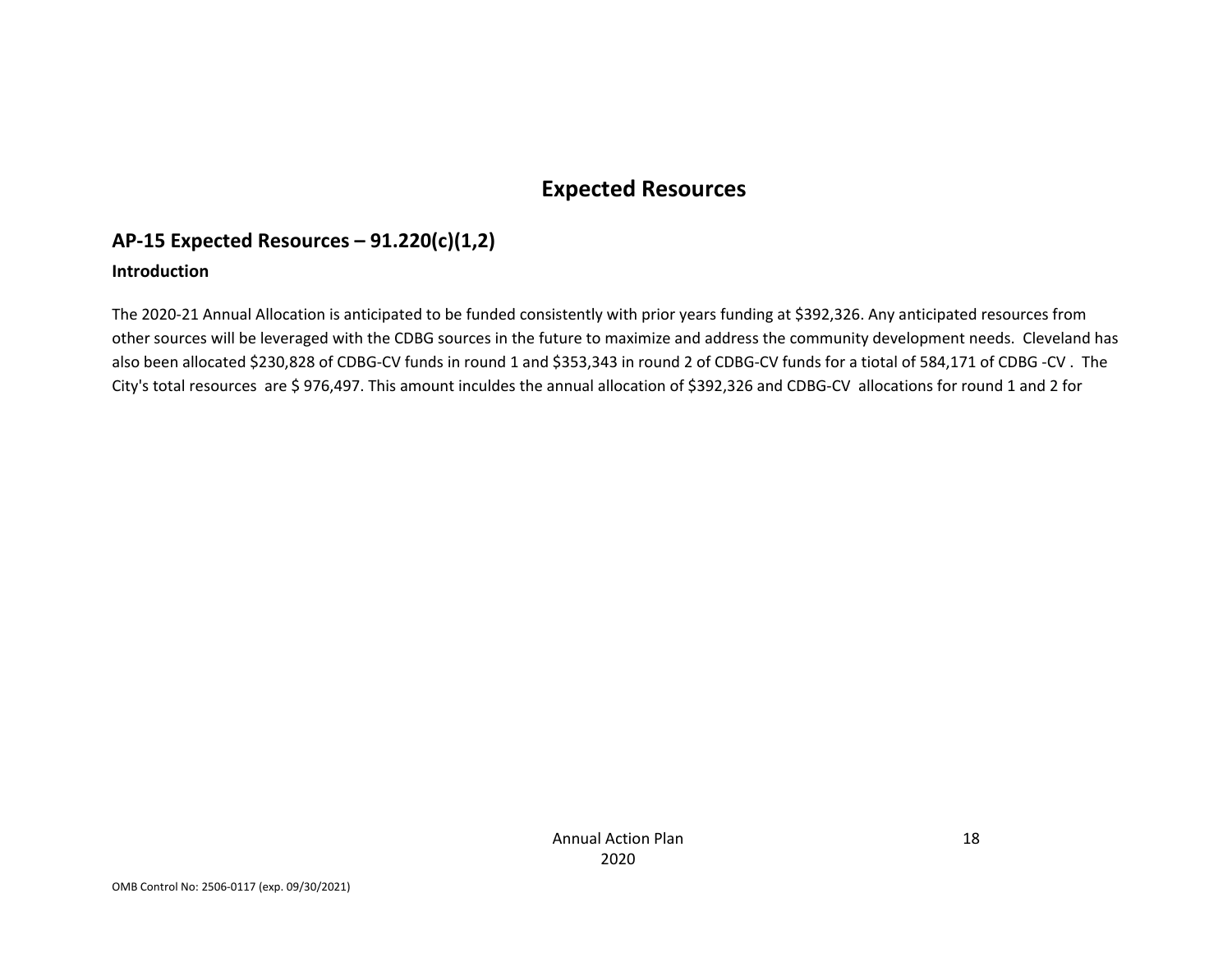# Expected Resources

## AP-15 Expected Resources – 91.220(c)(1,2)

### Introduction

The 2020-21 Annual Allocation is anticipated to be funded consistently with prior years funding at $392,326. Any anticipated resources from other sources will be leveraged with the CDBG sources in the future to maximize and address the community development needs. Cleveland has also been allocated $230,828 of CDBG-CV funds in round 1 and $353,343 in round 2 of CDBG-CV funds for a tiotal of 584,171 of CDBG -CV . The City's total resources are $ 976,497. This amount inculdes the annual allocation of $392,326 and CDBG-CV allocations for round 1 and 2 for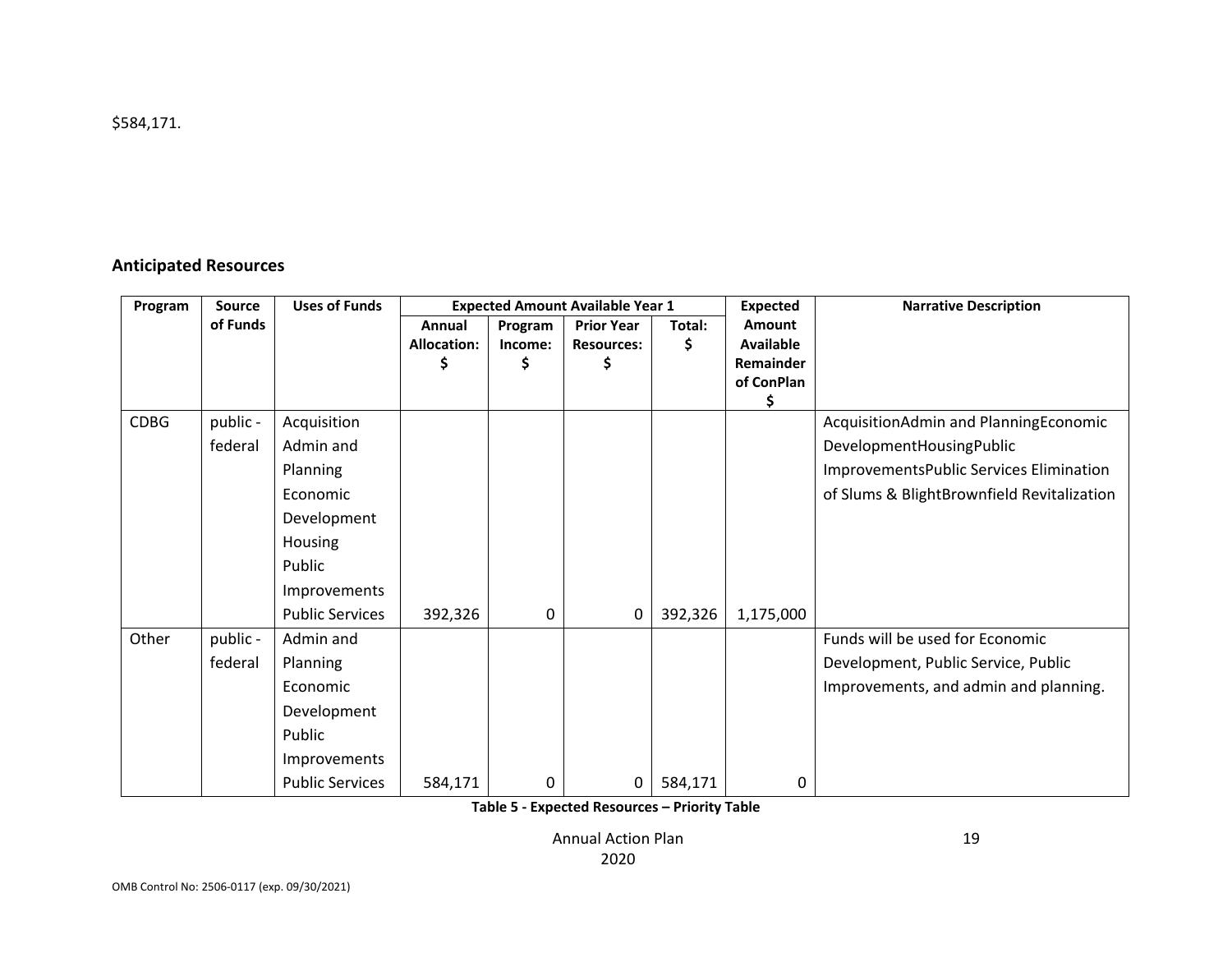$584,171.

## Anticipated Resources

| Program | Source of Funds | Uses of Funds | Expected Amount Available Year 1 | | | | Expected Amount Available Remainder of ConPlan $ | Narrative Description |
|---|---|---|---|---|---|---|---|---|
| | | | Annual Allocation: $ | Program Income: $ | Prior Year Resources: $ | Total: $ | | |
| CDBG | public - federal | Acquisition Admin and Planning Economic Development Housing Public Improvements Public Services | 392,326 | 0 | 0 | 392,326 | 1,175,000 | AcquisitionAdmin and PlanningEconomic DevelopmentHousingPublic ImprovementsPublic Services Elimination of Slums & BlightBrownfield Revitalization |
| Other | public - federal | Admin and Planning Economic Development Public Improvements Public Services | 584,171 | 0 | 0 | 584,171 | 0 | Funds will be used for Economic Development, Public Service, Public Improvements, and admin and planning. |

**Table 5 - Expected Resources – Priority Table**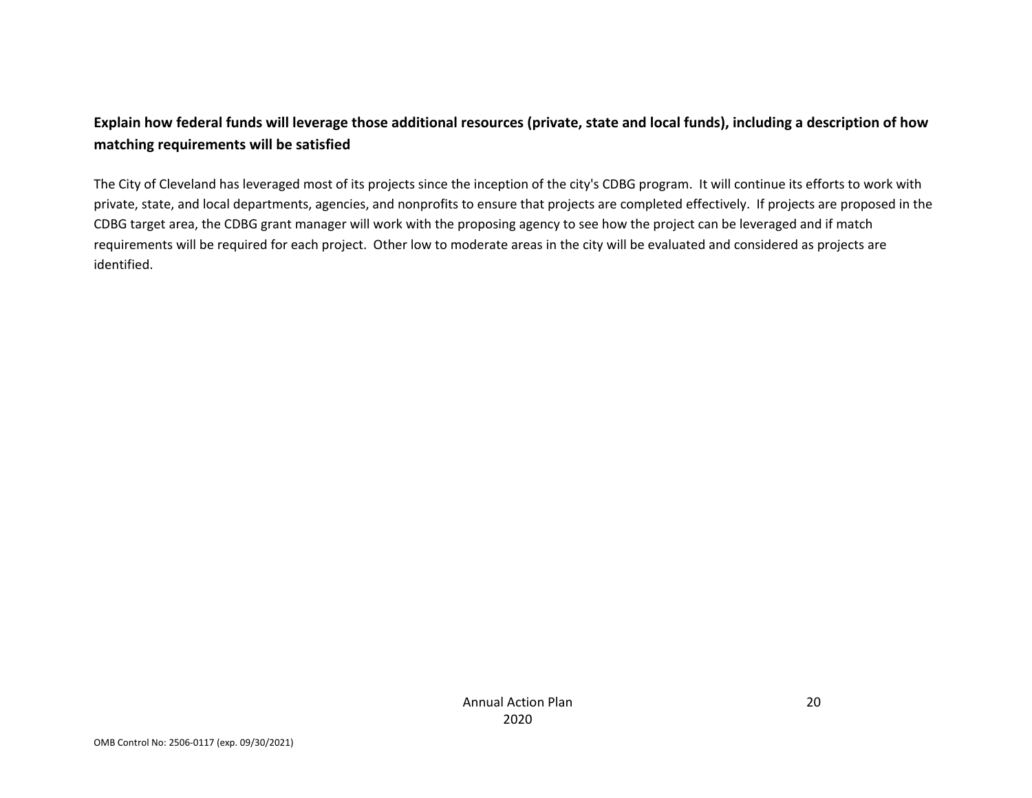**Explain how federal funds will leverage those additional resources (private, state and local funds), including a description of how matching requirements will be satisfied**

The City of Cleveland has leveraged most of its projects since the inception of the city's CDBG program. It will continue its efforts to work with private, state, and local departments, agencies, and nonprofits to ensure that projects are completed effectively. If projects are proposed in the CDBG target area, the CDBG grant manager will work with the proposing agency to see how the project can be leveraged and if match requirements will be required for each project. Other low to moderate areas in the city will be evaluated and considered as projects are identified.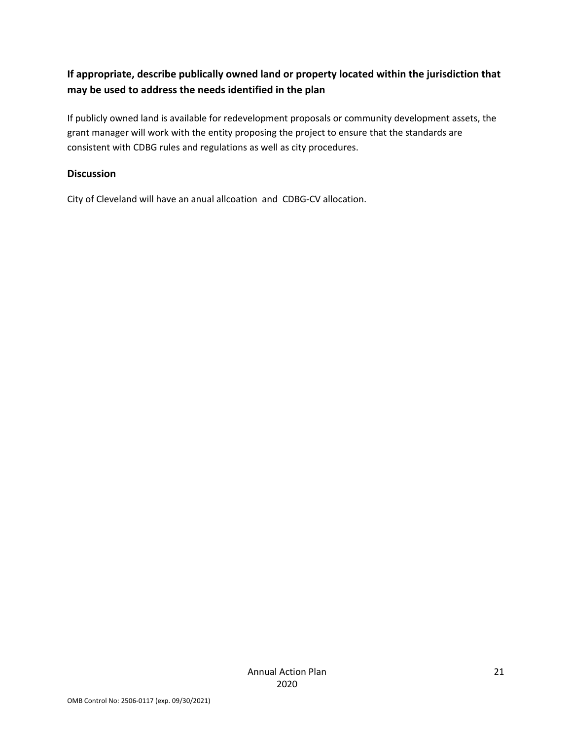**If appropriate, describe publically owned land or property located within the jurisdiction that may be used to address the needs identified in the plan**

If publicly owned land is available for redevelopment proposals or community development assets, the grant manager will work with the entity proposing the project to ensure that the standards are consistent with CDBG rules and regulations as well as city procedures.

**Discussion**

City of Cleveland will have an anual allcoation  and  CDBG-CV allocation.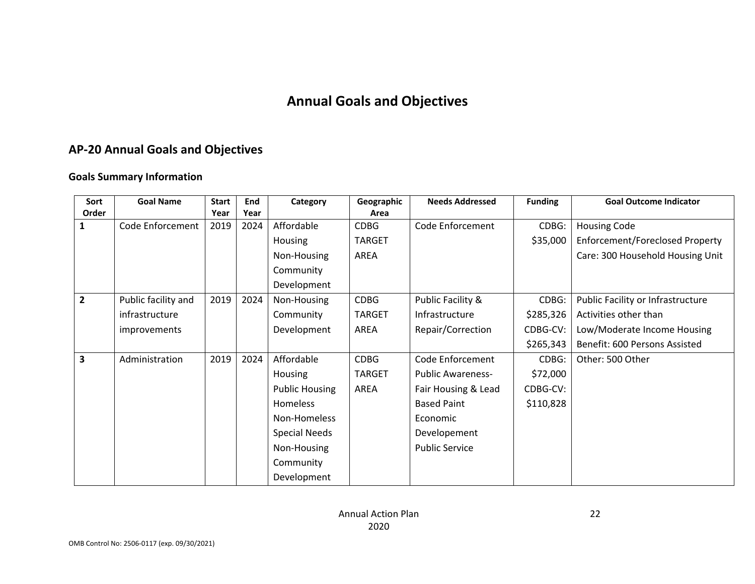# Annual Goals and Objectives

## AP-20 Annual Goals and Objectives

### Goals Summary Information

| Sort Order | Goal Name | Start Year | End Year | Category | Geographic Area | Needs Addressed | Funding | Goal Outcome Indicator |
|---|---|---|---|---|---|---|---|---|
| 1 | Code Enforcement | 2019 | 2024 | Affordable Housing Non-Housing Community Development | CDBG TARGET AREA | Code Enforcement | CDBG: $35,000 | Housing Code Enforcement/Foreclosed Property Care: 300 Household Housing Unit |
| 2 | Public facility and infrastructure improvements | 2019 | 2024 | Non-Housing Community Development | CDBG TARGET AREA | Public Facility & Infrastructure Repair/Correction | CDBG: $285,326 CDBG-CV: $265,343 | Public Facility or Infrastructure Activities other than Low/Moderate Income Housing Benefit: 600 Persons Assisted |
| 3 | Administration | 2019 | 2024 | Affordable Housing Public Housing Homeless Non-Homeless Special Needs Non-Housing Community Development | CDBG TARGET AREA | Code Enforcement Public Awareness-Fair Housing & Lead Based Paint Economic Developement Public Service | CDBG: $72,000 CDBG-CV: $110,828 | Other: 500 Other |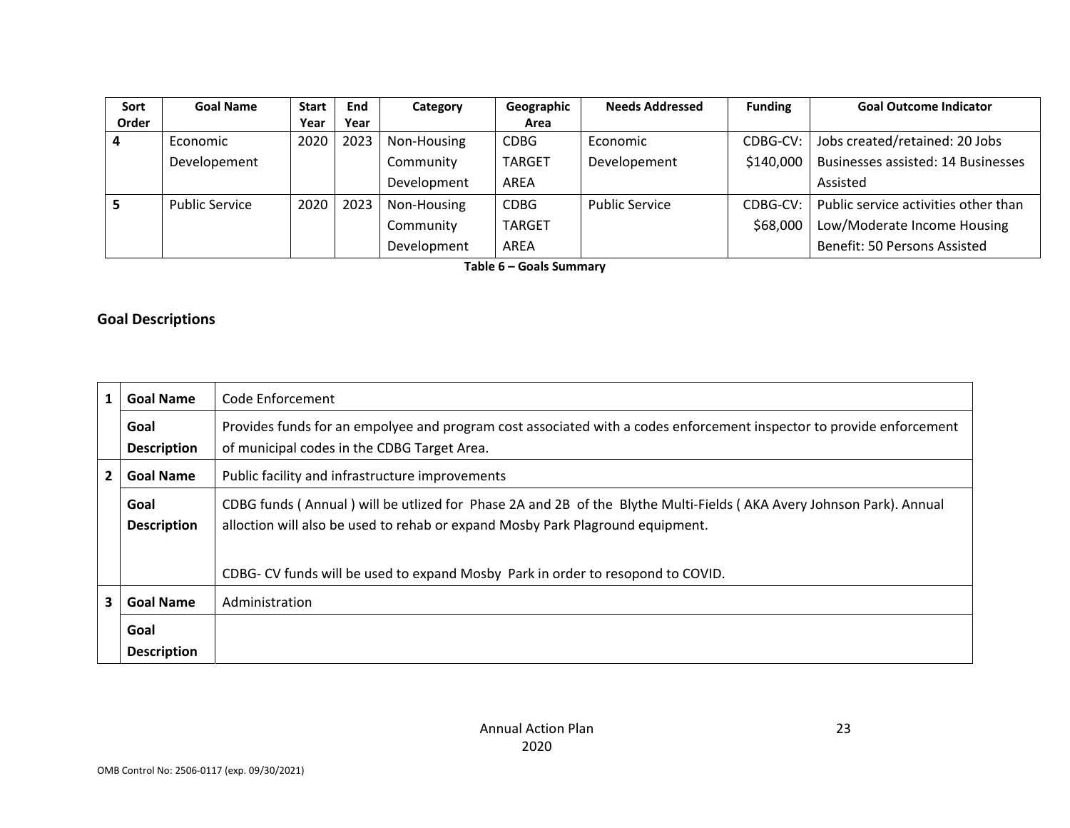| Sort Order | Goal Name | Start Year | End Year | Category | Geographic Area | Needs Addressed | Funding | Goal Outcome Indicator |
|---|---|---|---|---|---|---|---|---|
| 4 | Economic Developement | 2020 | 2023 | Non-Housing Community Development | CDBG TARGET AREA | Economic Developement | CDBG-CV: $140,000 | Jobs created/retained: 20 Jobs Businesses assisted: 14 Businesses Assisted |
| 5 | Public Service | 2020 | 2023 | Non-Housing Community Development | CDBG TARGET AREA | Public Service | CDBG-CV: $68,000 | Public service activities other than Low/Moderate Income Housing Benefit: 50 Persons Assisted |

**Table 6 – Goals Summary**

## Goal Descriptions

| | | |
|---|---|---|
| 1 | **Goal Name** | Code Enforcement |
| | **Goal Description** | Provides funds for an empolyee and program cost associated with a codes enforcement inspector to provide enforcement of municipal codes in the CDBG Target Area. |
| 2 | **Goal Name** | Public facility and infrastructure improvements |
| | **Goal Description** | CDBG funds ( Annual ) will be utlized for Phase 2A and 2B of the Blythe Multi-Fields ( AKA Avery Johnson Park). Annual alloction will also be used to rehab or expand Mosby Park Plaground equipment.<br><br>CDBG- CV funds will be used to expand Mosby Park in order to resopond to COVID. |
| 3 | **Goal Name** | Administration |
| | **Goal Description** | |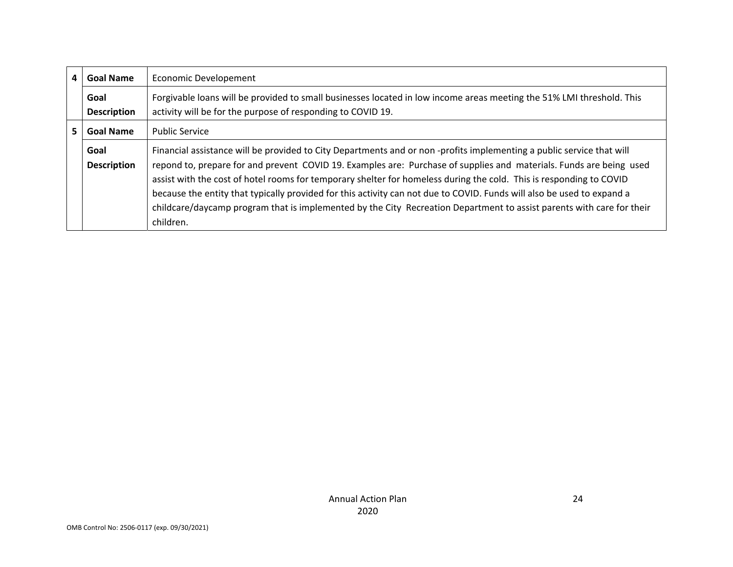| | | |
|---|---|---|
| 4 | **Goal Name** | Economic Developement |
| | **Goal Description** | Forgivable loans will be provided to small businesses located in low income areas meeting the 51% LMI threshold. This activity will be for the purpose of responding to COVID 19. |
| 5 | **Goal Name** | Public Service |
| | **Goal Description** | Financial assistance will be provided to City Departments and or non -profits implementing a public service that will repond to, prepare for and prevent COVID 19. Examples are: Purchase of supplies and materials. Funds are being used assist with the cost of hotel rooms for temporary shelter for homeless during the cold. This is responding to COVID because the entity that typically provided for this activity can not due to COVID. Funds will also be used to expand a childcare/daycamp program that is implemented by the City Recreation Department to assist parents with care for their children. |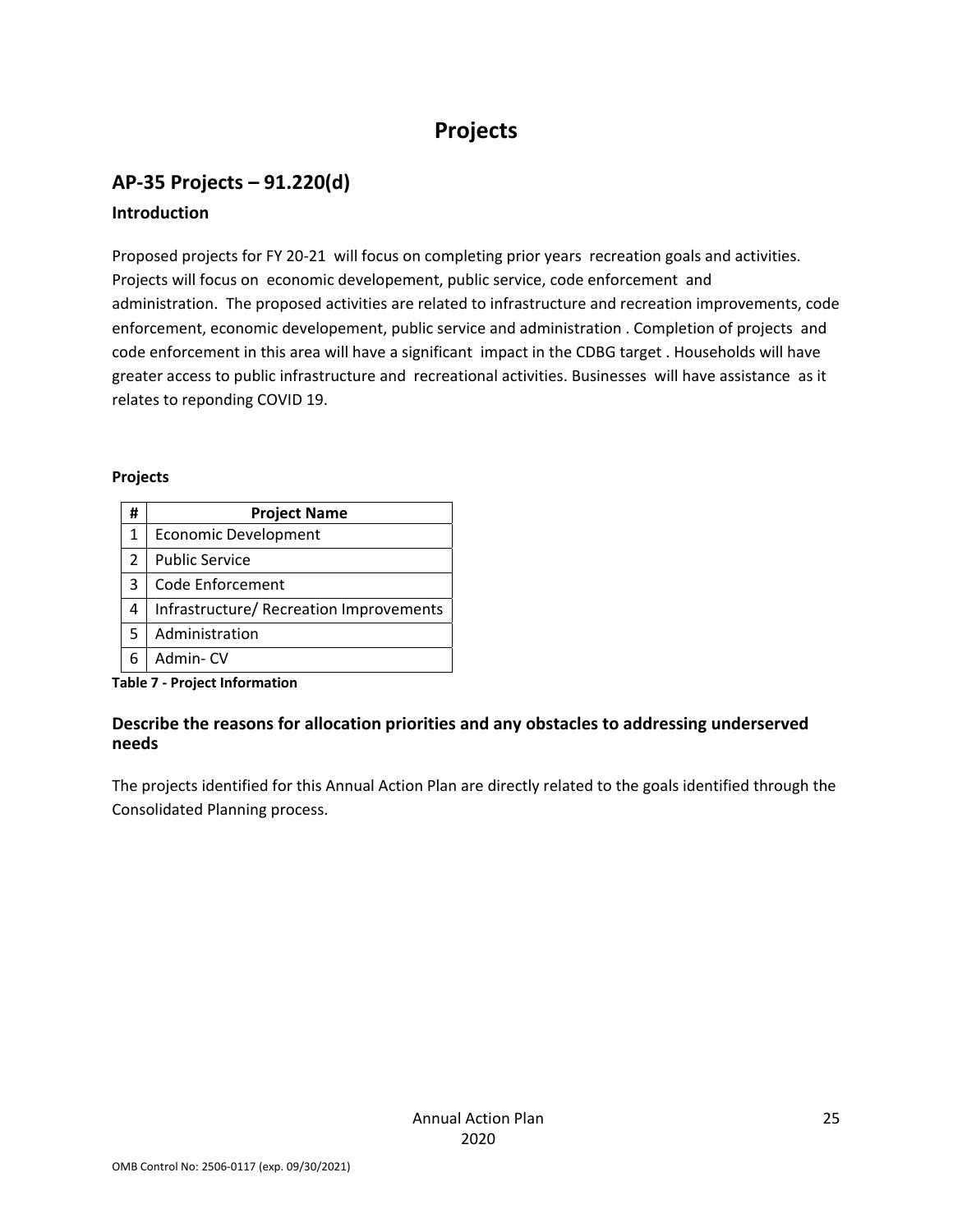# Projects

## AP-35 Projects – 91.220(d)

### Introduction

Proposed projects for FY 20-21 will focus on completing prior years recreation goals and activities. Projects will focus on economic developement, public service, code enforcement and administration. The proposed activities are related to infrastructure and recreation improvements, code enforcement, economic developement, public service and administration . Completion of projects and code enforcement in this area will have a significant impact in the CDBG target . Households will have greater access to public infrastructure and recreational activities. Businesses will have assistance as it relates to reponding COVID 19.

**Projects**

| # | Project Name |
|---|---|
| 1 | Economic Development |
| 2 | Public Service |
| 3 | Code Enforcement |
| 4 | Infrastructure/ Recreation Improvements |
| 5 | Administration |
| 6 | Admin- CV |

**Table 7 - Project Information**

### Describe the reasons for allocation priorities and any obstacles to addressing underserved needs

The projects identified for this Annual Action Plan are directly related to the goals identified through the Consolidated Planning process.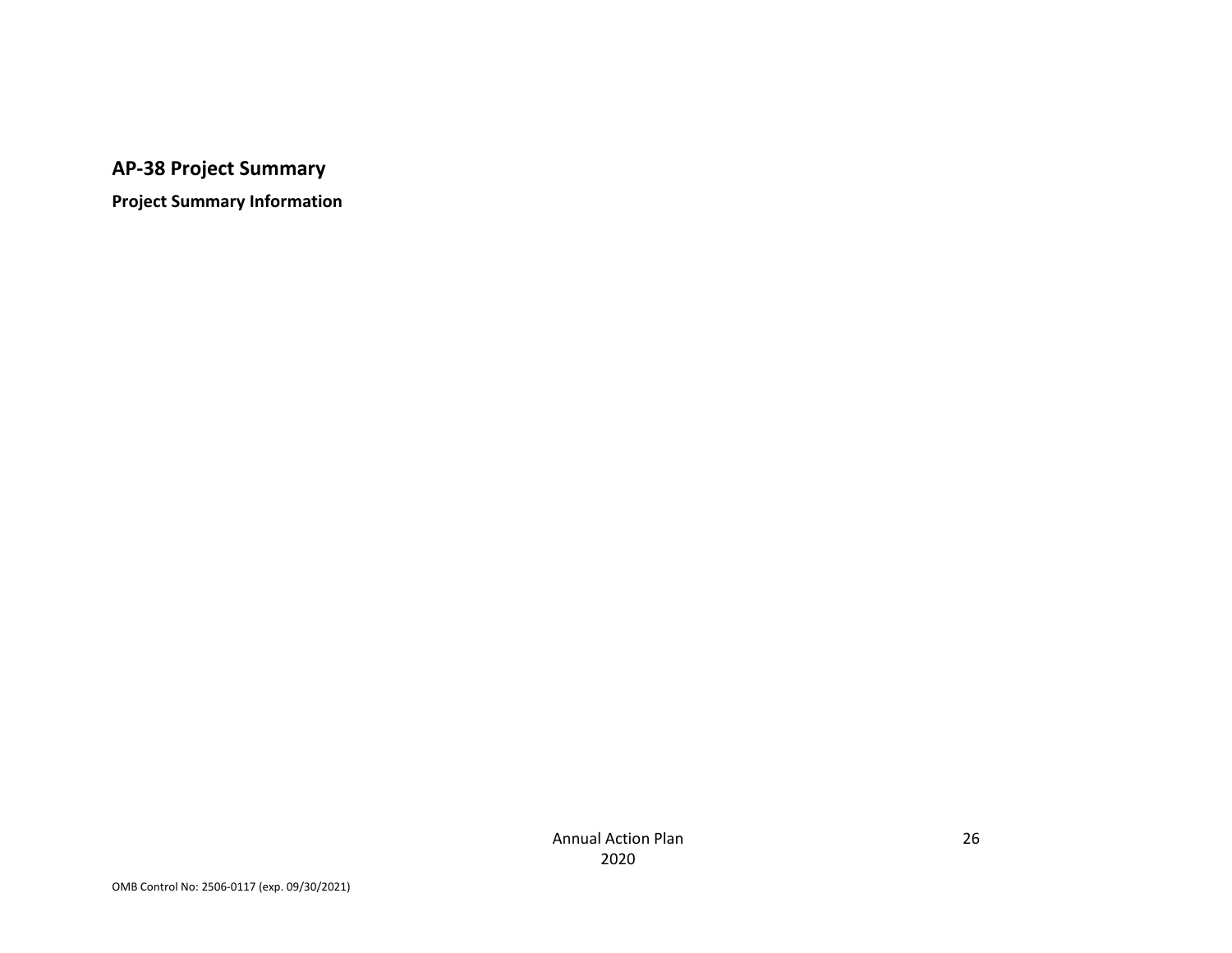## AP-38 Project Summary

**Project Summary Information**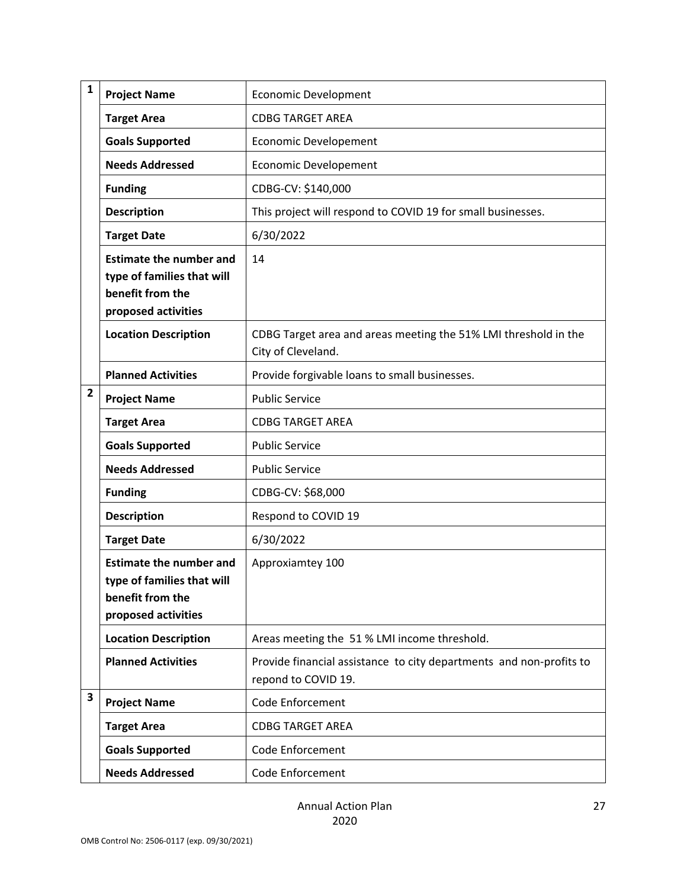| | | |
|---|---|---|
| 1 | **Project Name** | Economic Development |
| | **Target Area** | CDBG TARGET AREA |
| | **Goals Supported** | Economic Developement |
| | **Needs Addressed** | Economic Developement |
| | **Funding** | CDBG-CV: $140,000 |
| | **Description** | This project will respond to COVID 19 for small businesses. |
| | **Target Date** | 6/30/2022 |
| | **Estimate the number and type of families that will benefit from the proposed activities** | 14 |
| | **Location Description** | CDBG Target area and areas meeting the 51% LMI threshold in the City of Cleveland. |
| | **Planned Activities** | Provide forgivable loans to small businesses. |
| 2 | **Project Name** | Public Service |
| | **Target Area** | CDBG TARGET AREA |
| | **Goals Supported** | Public Service |
| | **Needs Addressed** | Public Service |
| | **Funding** | CDBG-CV: $68,000 |
| | **Description** | Respond to COVID 19 |
| | **Target Date** | 6/30/2022 |
| | **Estimate the number and type of families that will benefit from the proposed activities** | Approxiamtey 100 |
| | **Location Description** | Areas meeting the 51 % LMI income threshold. |
| | **Planned Activities** | Provide financial assistance to city departments and non-profits to repond to COVID 19. |
| 3 | **Project Name** | Code Enforcement |
| | **Target Area** | CDBG TARGET AREA |
| | **Goals Supported** | Code Enforcement |
| | **Needs Addressed** | Code Enforcement |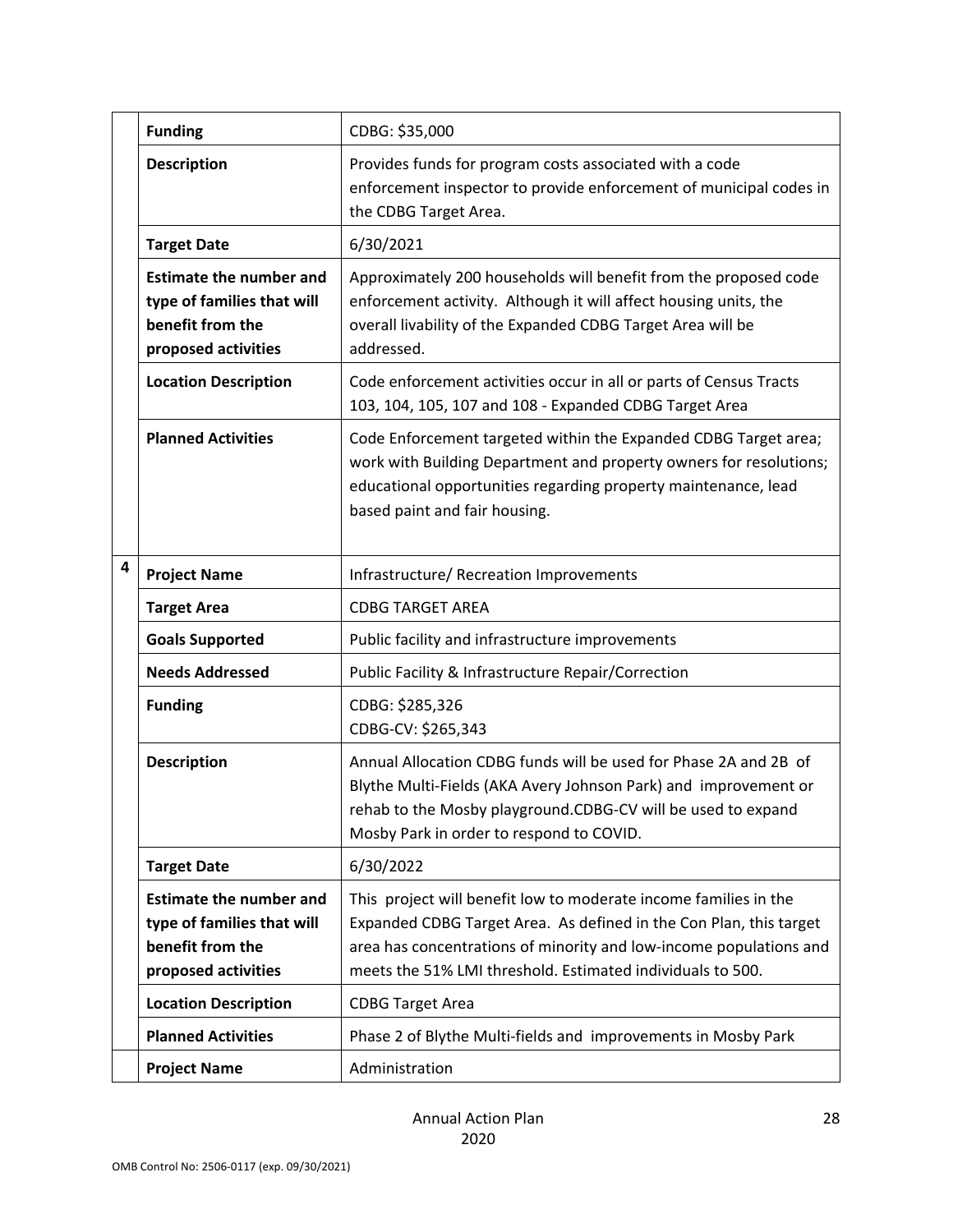| | | |
|---|---|---|
| | **Funding** | CDBG: $35,000 |
| | **Description** | Provides funds for program costs associated with a code enforcement inspector to provide enforcement of municipal codes in the CDBG Target Area. |
| | **Target Date** | 6/30/2021 |
| | **Estimate the number and type of families that will benefit from the proposed activities** | Approximately 200 households will benefit from the proposed code enforcement activity. Although it will affect housing units, the overall livability of the Expanded CDBG Target Area will be addressed. |
| | **Location Description** | Code enforcement activities occur in all or parts of Census Tracts 103, 104, 105, 107 and 108 - Expanded CDBG Target Area |
| | **Planned Activities** | Code Enforcement targeted within the Expanded CDBG Target area; work with Building Department and property owners for resolutions; educational opportunities regarding property maintenance, lead based paint and fair housing. |
| 4 | **Project Name** | Infrastructure/ Recreation Improvements |
| | **Target Area** | CDBG TARGET AREA |
| | **Goals Supported** | Public facility and infrastructure improvements |
| | **Needs Addressed** | Public Facility & Infrastructure Repair/Correction |
| | **Funding** | CDBG: $285,326<br>CDBG-CV: $265,343 |
| | **Description** | Annual Allocation CDBG funds will be used for Phase 2A and 2B of Blythe Multi-Fields (AKA Avery Johnson Park) and improvement or rehab to the Mosby playground.CDBG-CV will be used to expand Mosby Park in order to respond to COVID. |
| | **Target Date** | 6/30/2022 |
| | **Estimate the number and type of families that will benefit from the proposed activities** | This project will benefit low to moderate income families in the Expanded CDBG Target Area. As defined in the Con Plan, this target area has concentrations of minority and low-income populations and meets the 51% LMI threshold. Estimated individuals to 500. |
| | **Location Description** | CDBG Target Area |
| | **Planned Activities** | Phase 2 of Blythe Multi-fields and improvements in Mosby Park |
| | **Project Name** | Administration |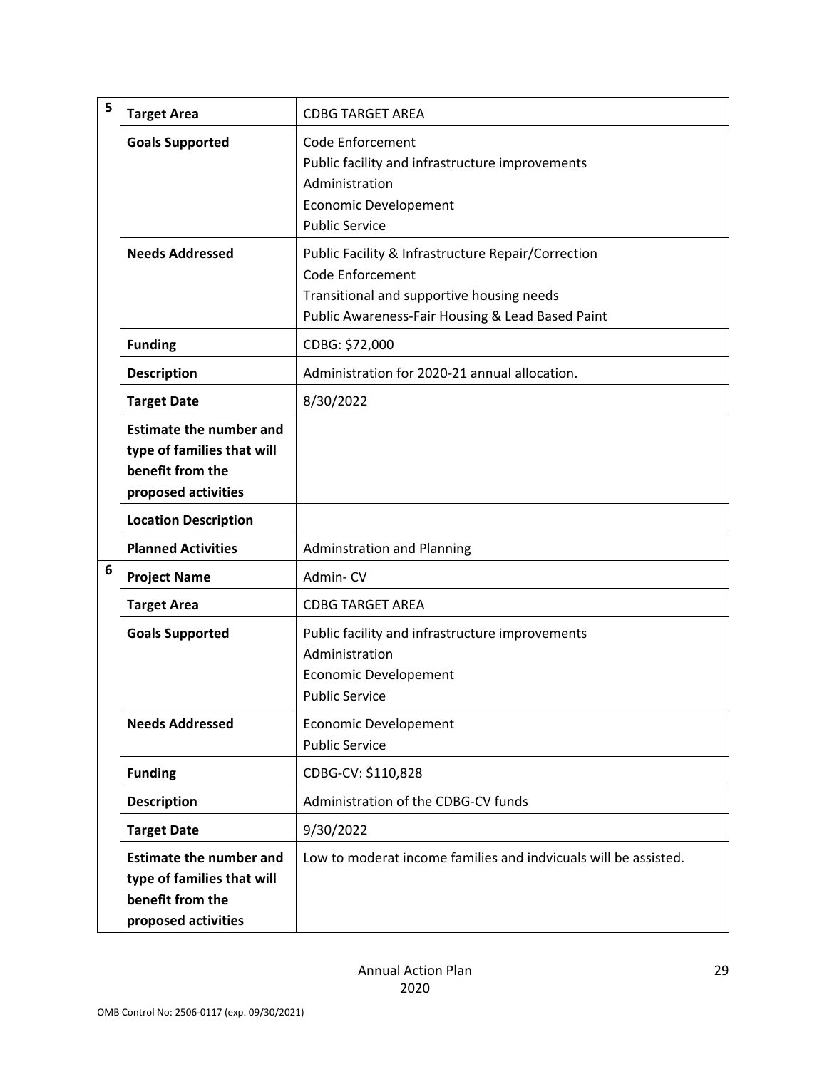| | | |
|---|---|---|
| 5 | **Target Area** | CDBG TARGET AREA |
| | **Goals Supported** | Code Enforcement<br>Public facility and infrastructure improvements<br>Administration<br>Economic Developement<br>Public Service |
| | **Needs Addressed** | Public Facility & Infrastructure Repair/Correction<br>Code Enforcement<br>Transitional and supportive housing needs<br>Public Awareness-Fair Housing & Lead Based Paint |
| | **Funding** | CDBG: $72,000 |
| | **Description** | Administration for 2020-21 annual allocation. |
| | **Target Date** | 8/30/2022 |
| | **Estimate the number and type of families that will benefit from the proposed activities** | |
| | **Location Description** | |
| | **Planned Activities** | Adminstration and Planning |
| 6 | **Project Name** | Admin- CV |
| | **Target Area** | CDBG TARGET AREA |
| | **Goals Supported** | Public facility and infrastructure improvements<br>Administration<br>Economic Developement<br>Public Service |
| | **Needs Addressed** | Economic Developement<br>Public Service |
| | **Funding** | CDBG-CV: $110,828 |
| | **Description** | Administration of the CDBG-CV funds |
| | **Target Date** | 9/30/2022 |
| | **Estimate the number and type of families that will benefit from the proposed activities** | Low to moderat income families and indvicuals will be assisted. |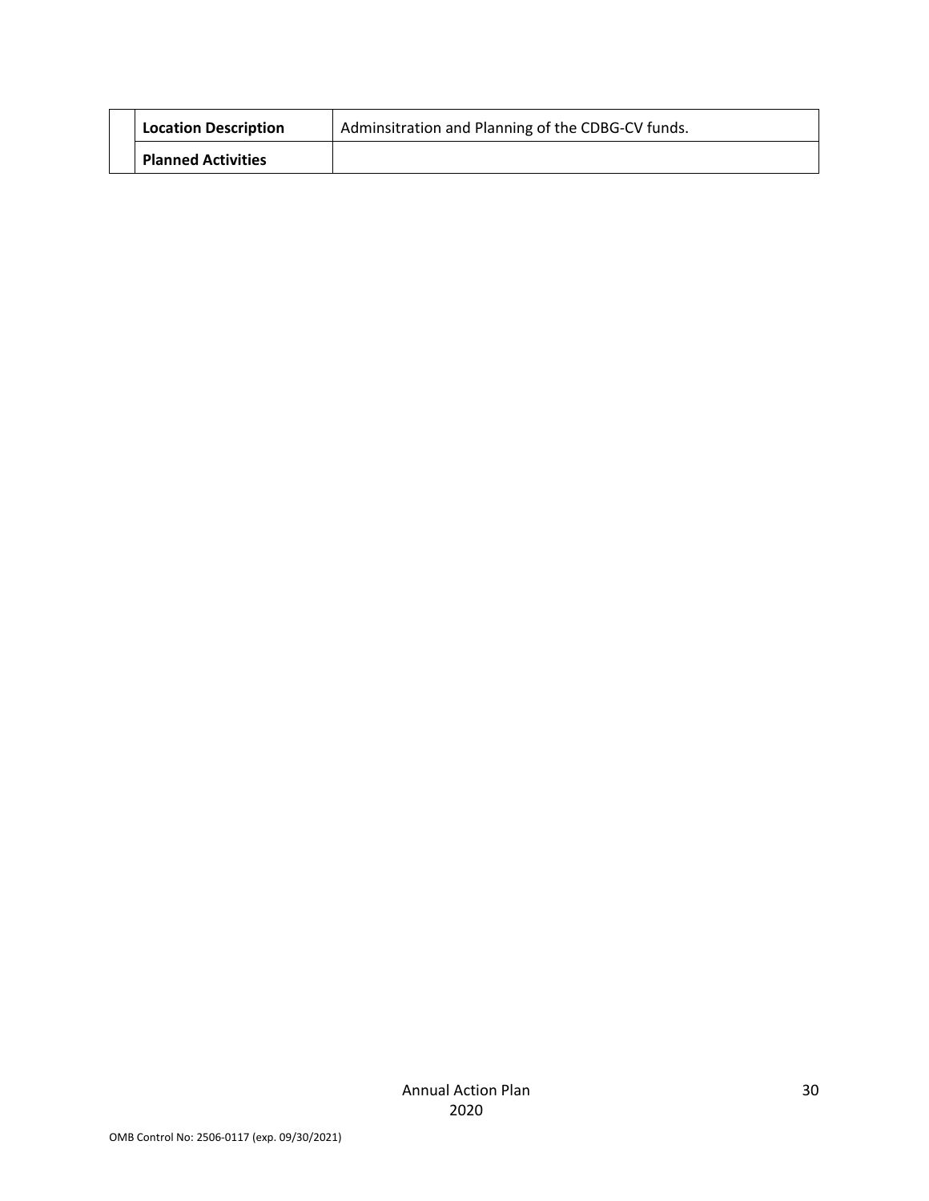| | | |
|---|---|---|
| | **Location Description** | Adminsitration and Planning of the CDBG-CV funds. |
| | **Planned Activities** | |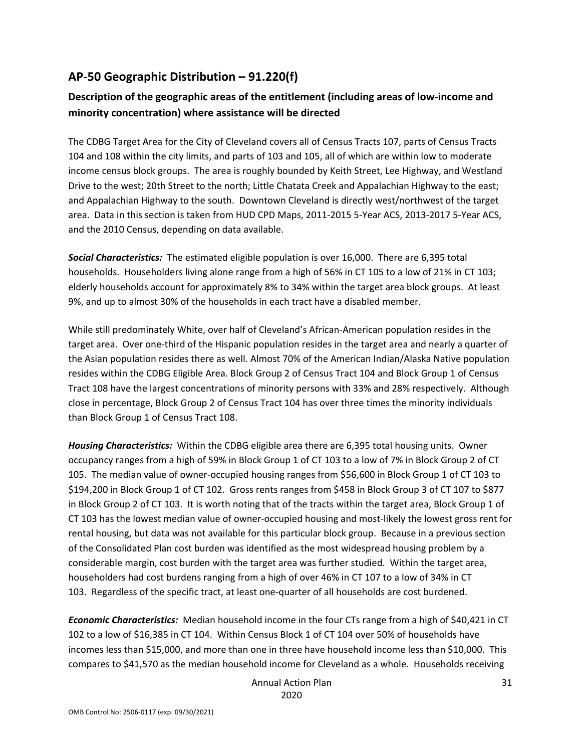## AP-50 Geographic Distribution – 91.220(f)

### Description of the geographic areas of the entitlement (including areas of low-income and minority concentration) where assistance will be directed

The CDBG Target Area for the City of Cleveland covers all of Census Tracts 107, parts of Census Tracts 104 and 108 within the city limits, and parts of 103 and 105, all of which are within low to moderate income census block groups. The area is roughly bounded by Keith Street, Lee Highway, and Westland Drive to the west; 20th Street to the north; Little Chatata Creek and Appalachian Highway to the east; and Appalachian Highway to the south. Downtown Cleveland is directly west/northwest of the target area. Data in this section is taken from HUD CPD Maps, 2011-2015 5-Year ACS, 2013-2017 5-Year ACS, and the 2010 Census, depending on data available.

***Social Characteristics:*** The estimated eligible population is over 16,000. There are 6,395 total households. Householders living alone range from a high of 56% in CT 105 to a low of 21% in CT 103; elderly households account for approximately 8% to 34% within the target area block groups. At least 9%, and up to almost 30% of the households in each tract have a disabled member.

While still predominately White, over half of Cleveland's African-American population resides in the target area. Over one-third of the Hispanic population resides in the target area and nearly a quarter of the Asian population resides there as well. Almost 70% of the American Indian/Alaska Native population resides within the CDBG Eligible Area. Block Group 2 of Census Tract 104 and Block Group 1 of Census Tract 108 have the largest concentrations of minority persons with 33% and 28% respectively. Although close in percentage, Block Group 2 of Census Tract 104 has over three times the minority individuals than Block Group 1 of Census Tract 108.

***Housing Characteristics:*** Within the CDBG eligible area there are 6,395 total housing units. Owner occupancy ranges from a high of 59% in Block Group 1 of CT 103 to a low of 7% in Block Group 2 of CT 105. The median value of owner-occupied housing ranges from $56,600 in Block Group 1 of CT 103 to $194,200 in Block Group 1 of CT 102. Gross rents ranges from $458 in Block Group 3 of CT 107 to $877 in Block Group 2 of CT 103. It is worth noting that of the tracts within the target area, Block Group 1 of CT 103 has the lowest median value of owner-occupied housing and most-likely the lowest gross rent for rental housing, but data was not available for this particular block group. Because in a previous section of the Consolidated Plan cost burden was identified as the most widespread housing problem by a considerable margin, cost burden with the target area was further studied. Within the target area, householders had cost burdens ranging from a high of over 46% in CT 107 to a low of 34% in CT 103. Regardless of the specific tract, at least one-quarter of all households are cost burdened.

***Economic Characteristics:*** Median household income in the four CTs range from a high of $40,421 in CT 102 to a low of $16,385 in CT 104. Within Census Block 1 of CT 104 over 50% of households have incomes less than $15,000, and more than one in three have household income less than $10,000. This compares to $41,570 as the median household income for Cleveland as a whole. Households receiving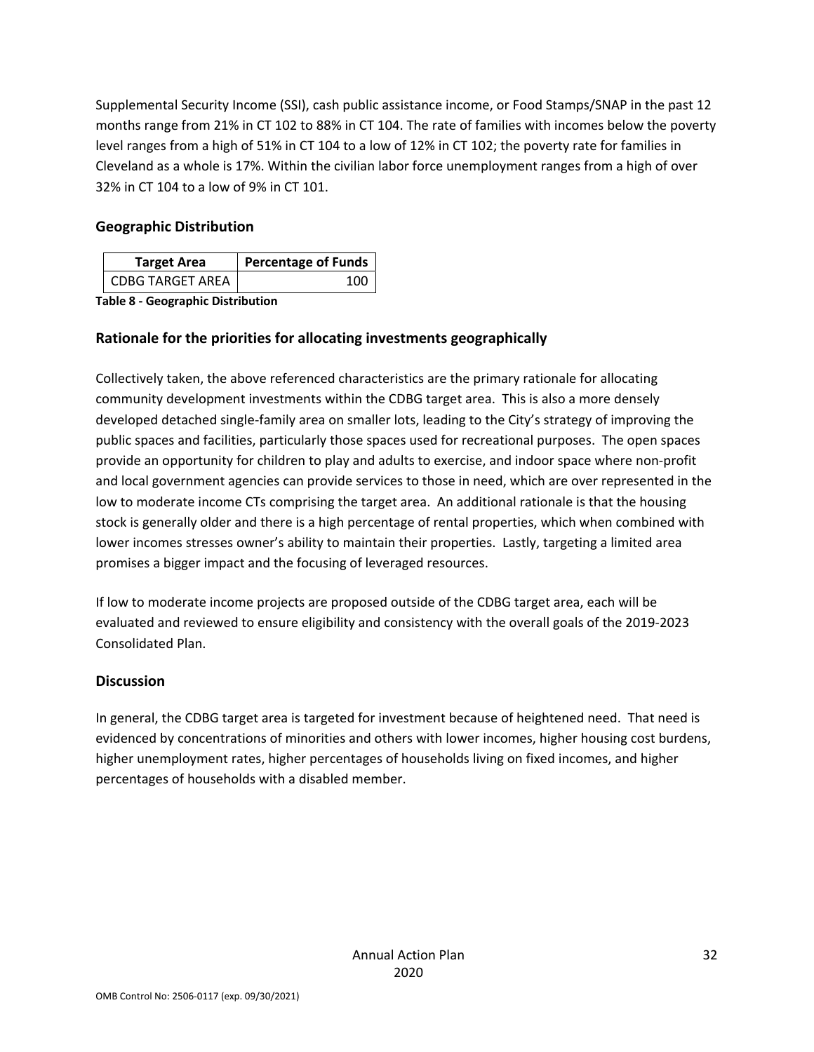Supplemental Security Income (SSI), cash public assistance income, or Food Stamps/SNAP in the past 12 months range from 21% in CT 102 to 88% in CT 104. The rate of families with incomes below the poverty level ranges from a high of 51% in CT 104 to a low of 12% in CT 102; the poverty rate for families in Cleveland as a whole is 17%. Within the civilian labor force unemployment ranges from a high of over 32% in CT 104 to a low of 9% in CT 101.

## Geographic Distribution

| Target Area | Percentage of Funds |
|---|---|
| CDBG TARGET AREA | 100 |

**Table 8 - Geographic Distribution**

## Rationale for the priorities for allocating investments geographically

Collectively taken, the above referenced characteristics are the primary rationale for allocating community development investments within the CDBG target area. This is also a more densely developed detached single-family area on smaller lots, leading to the City's strategy of improving the public spaces and facilities, particularly those spaces used for recreational purposes. The open spaces provide an opportunity for children to play and adults to exercise, and indoor space where non-profit and local government agencies can provide services to those in need, which are over represented in the low to moderate income CTs comprising the target area. An additional rationale is that the housing stock is generally older and there is a high percentage of rental properties, which when combined with lower incomes stresses owner's ability to maintain their properties. Lastly, targeting a limited area promises a bigger impact and the focusing of leveraged resources.

If low to moderate income projects are proposed outside of the CDBG target area, each will be evaluated and reviewed to ensure eligibility and consistency with the overall goals of the 2019-2023 Consolidated Plan.

## Discussion

In general, the CDBG target area is targeted for investment because of heightened need. That need is evidenced by concentrations of minorities and others with lower incomes, higher housing cost burdens, higher unemployment rates, higher percentages of households living on fixed incomes, and higher percentages of households with a disabled member.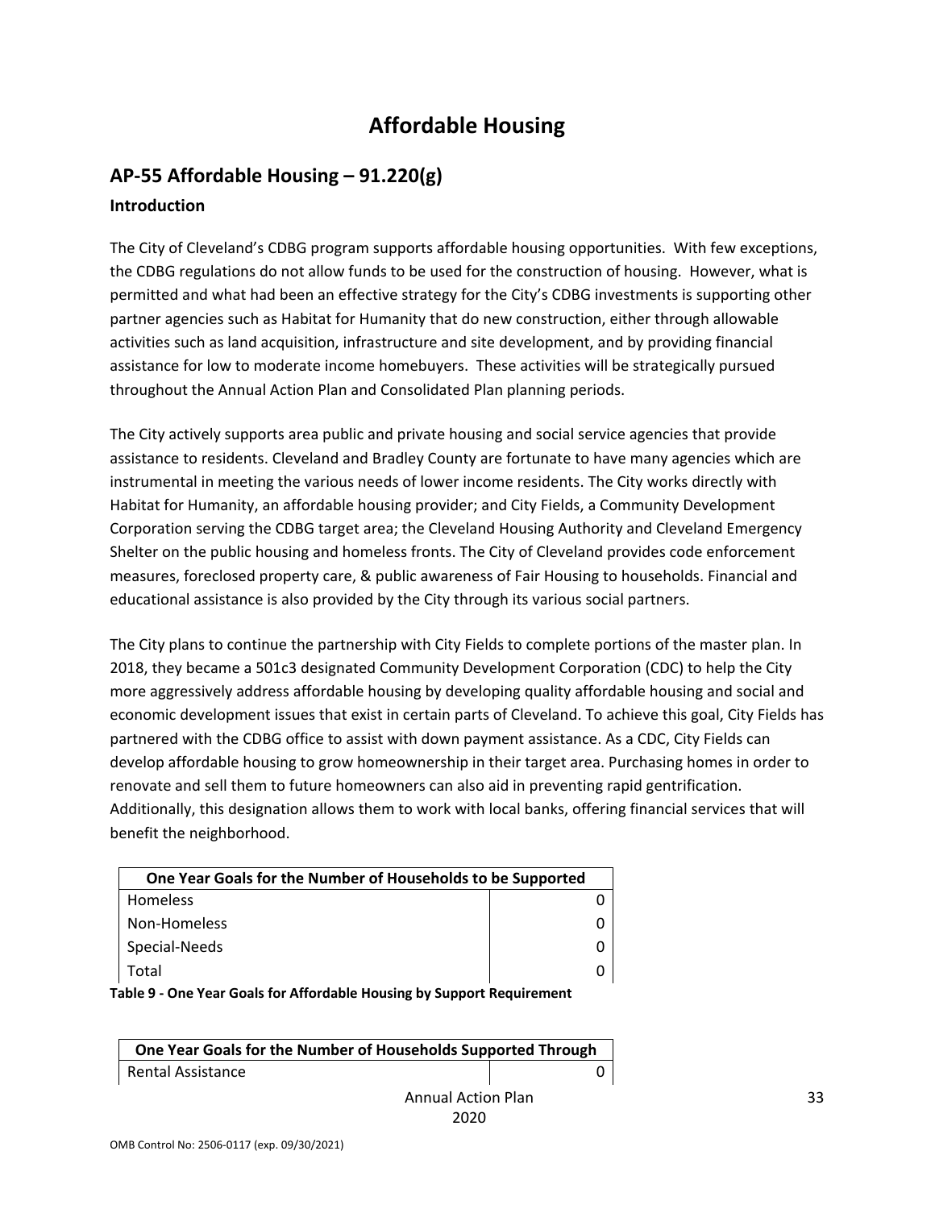# Affordable Housing

## AP-55 Affordable Housing – 91.220(g)

### Introduction

The City of Cleveland's CDBG program supports affordable housing opportunities. With few exceptions, the CDBG regulations do not allow funds to be used for the construction of housing. However, what is permitted and what had been an effective strategy for the City's CDBG investments is supporting other partner agencies such as Habitat for Humanity that do new construction, either through allowable activities such as land acquisition, infrastructure and site development, and by providing financial assistance for low to moderate income homebuyers. These activities will be strategically pursued throughout the Annual Action Plan and Consolidated Plan planning periods.

The City actively supports area public and private housing and social service agencies that provide assistance to residents. Cleveland and Bradley County are fortunate to have many agencies which are instrumental in meeting the various needs of lower income residents. The City works directly with Habitat for Humanity, an affordable housing provider; and City Fields, a Community Development Corporation serving the CDBG target area; the Cleveland Housing Authority and Cleveland Emergency Shelter on the public housing and homeless fronts. The City of Cleveland provides code enforcement measures, foreclosed property care, & public awareness of Fair Housing to households. Financial and educational assistance is also provided by the City through its various social partners.

The City plans to continue the partnership with City Fields to complete portions of the master plan. In 2018, they became a 501c3 designated Community Development Corporation (CDC) to help the City more aggressively address affordable housing by developing quality affordable housing and social and economic development issues that exist in certain parts of Cleveland. To achieve this goal, City Fields has partnered with the CDBG office to assist with down payment assistance. As a CDC, City Fields can develop affordable housing to grow homeownership in their target area. Purchasing homes in order to renovate and sell them to future homeowners can also aid in preventing rapid gentrification. Additionally, this designation allows them to work with local banks, offering financial services that will benefit the neighborhood.

| One Year Goals for the Number of Households to be Supported | |
|---|---|
| Homeless | 0 |
| Non-Homeless | 0 |
| Special-Needs | 0 |
| Total | 0 |

**Table 9 - One Year Goals for Affordable Housing by Support Requirement**

| One Year Goals for the Number of Households Supported Through | |
|---|---|
| Rental Assistance | 0 |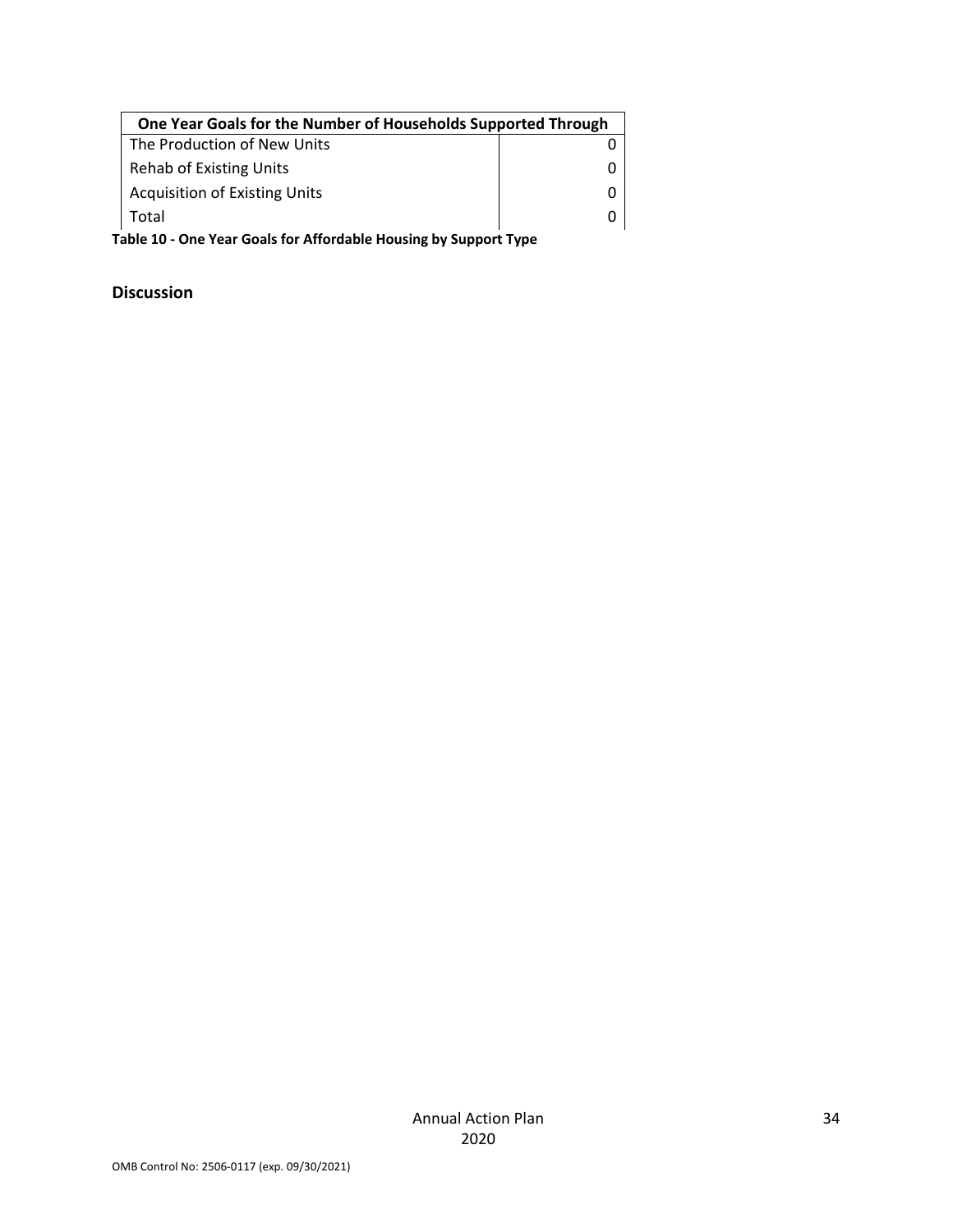| One Year Goals for the Number of Households Supported Through | |
|---|---|
| The Production of New Units | 0 |
| Rehab of Existing Units | 0 |
| Acquisition of Existing Units | 0 |
| Total | 0 |

**Table 10 - One Year Goals for Affordable Housing by Support Type**

## Discussion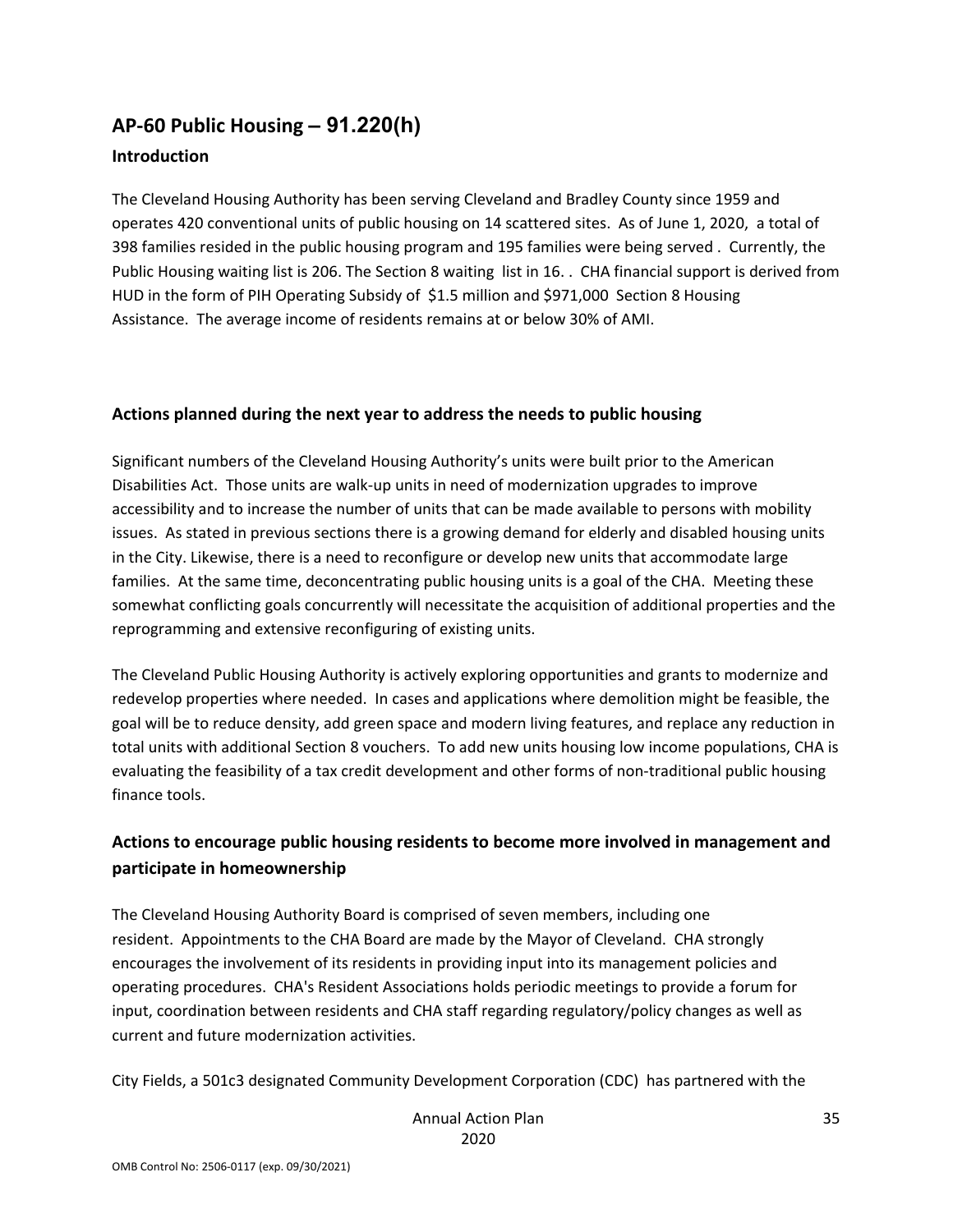## AP-60 Public Housing – 91.220(h)

### Introduction

The Cleveland Housing Authority has been serving Cleveland and Bradley County since 1959 and operates 420 conventional units of public housing on 14 scattered sites. As of June 1, 2020, a total of 398 families resided in the public housing program and 195 families were being served . Currently, the Public Housing waiting list is 206. The Section 8 waiting list in 16. . CHA financial support is derived from HUD in the form of PIH Operating Subsidy of $1.5 million and $971,000 Section 8 Housing Assistance. The average income of residents remains at or below 30% of AMI.

### Actions planned during the next year to address the needs to public housing

Significant numbers of the Cleveland Housing Authority's units were built prior to the American Disabilities Act. Those units are walk-up units in need of modernization upgrades to improve accessibility and to increase the number of units that can be made available to persons with mobility issues. As stated in previous sections there is a growing demand for elderly and disabled housing units in the City. Likewise, there is a need to reconfigure or develop new units that accommodate large families. At the same time, deconcentrating public housing units is a goal of the CHA. Meeting these somewhat conflicting goals concurrently will necessitate the acquisition of additional properties and the reprogramming and extensive reconfiguring of existing units.

The Cleveland Public Housing Authority is actively exploring opportunities and grants to modernize and redevelop properties where needed. In cases and applications where demolition might be feasible, the goal will be to reduce density, add green space and modern living features, and replace any reduction in total units with additional Section 8 vouchers. To add new units housing low income populations, CHA is evaluating the feasibility of a tax credit development and other forms of non-traditional public housing finance tools.

### Actions to encourage public housing residents to become more involved in management and participate in homeownership

The Cleveland Housing Authority Board is comprised of seven members, including one resident. Appointments to the CHA Board are made by the Mayor of Cleveland. CHA strongly encourages the involvement of its residents in providing input into its management policies and operating procedures. CHA's Resident Associations holds periodic meetings to provide a forum for input, coordination between residents and CHA staff regarding regulatory/policy changes as well as current and future modernization activities.

City Fields, a 501c3 designated Community Development Corporation (CDC) has partnered with the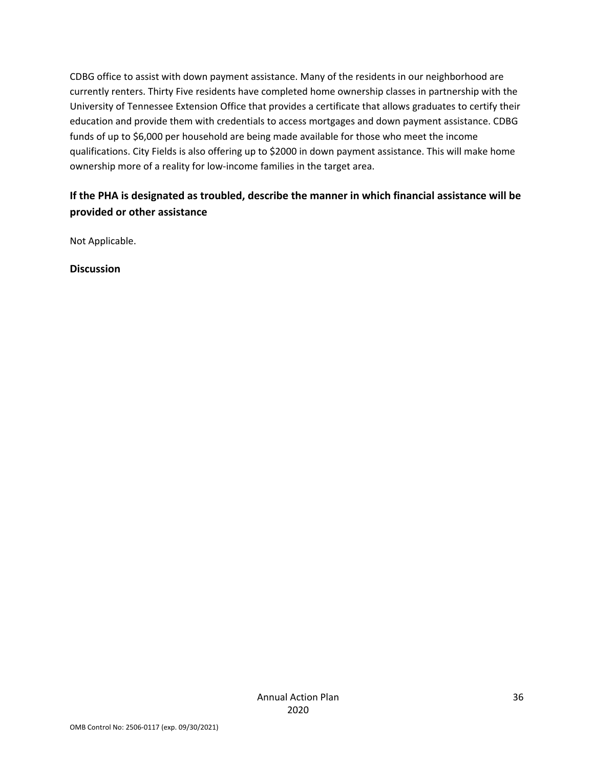CDBG office to assist with down payment assistance. Many of the residents in our neighborhood are currently renters. Thirty Five residents have completed home ownership classes in partnership with the University of Tennessee Extension Office that provides a certificate that allows graduates to certify their education and provide them with credentials to access mortgages and down payment assistance. CDBG funds of up to $6,000 per household are being made available for those who meet the income qualifications. City Fields is also offering up to $2000 in down payment assistance. This will make home ownership more of a reality for low-income families in the target area.

## If the PHA is designated as troubled, describe the manner in which financial assistance will be provided or other assistance

Not Applicable.

**Discussion**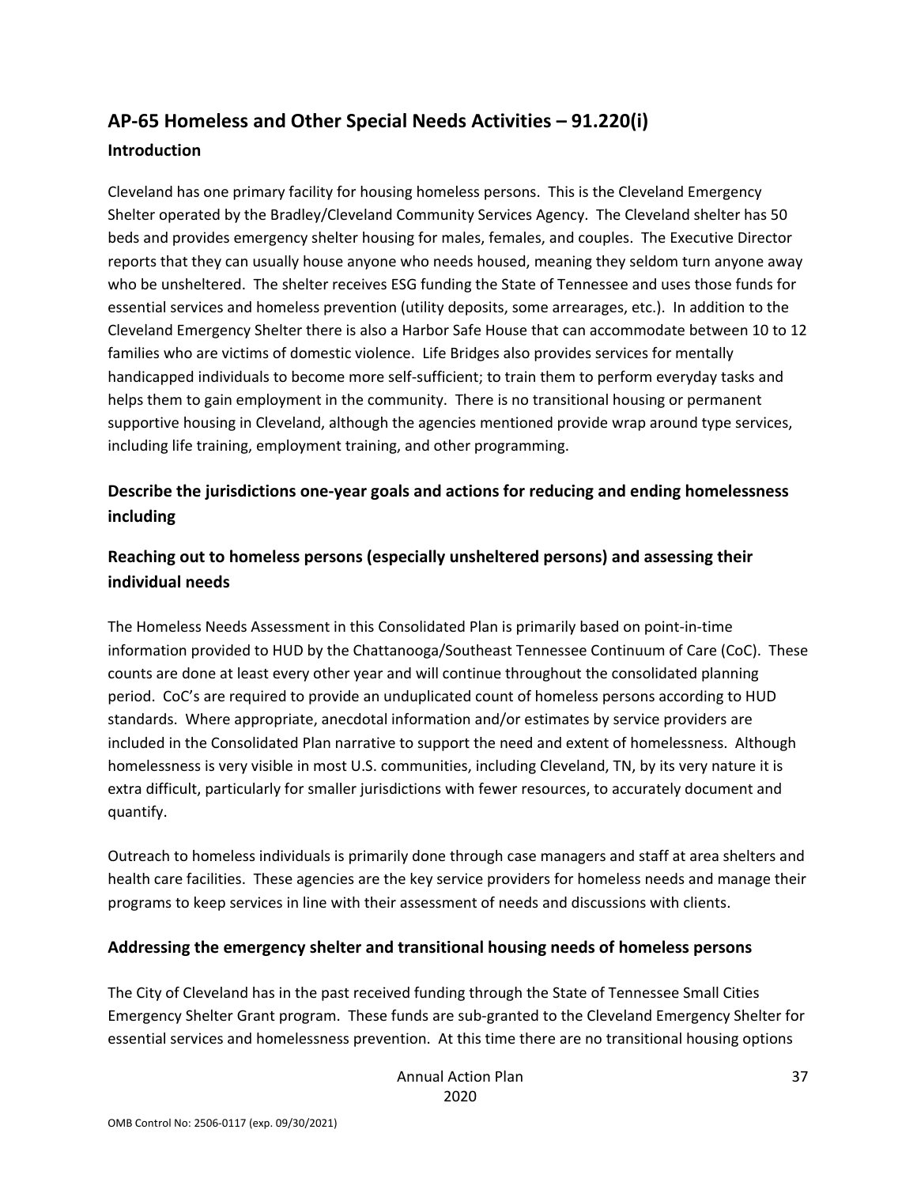## AP-65 Homeless and Other Special Needs Activities – 91.220(i)

### Introduction

Cleveland has one primary facility for housing homeless persons. This is the Cleveland Emergency Shelter operated by the Bradley/Cleveland Community Services Agency. The Cleveland shelter has 50 beds and provides emergency shelter housing for males, females, and couples. The Executive Director reports that they can usually house anyone who needs housed, meaning they seldom turn anyone away who be unsheltered. The shelter receives ESG funding the State of Tennessee and uses those funds for essential services and homeless prevention (utility deposits, some arrearages, etc.). In addition to the Cleveland Emergency Shelter there is also a Harbor Safe House that can accommodate between 10 to 12 families who are victims of domestic violence. Life Bridges also provides services for mentally handicapped individuals to become more self-sufficient; to train them to perform everyday tasks and helps them to gain employment in the community. There is no transitional housing or permanent supportive housing in Cleveland, although the agencies mentioned provide wrap around type services, including life training, employment training, and other programming.

### Describe the jurisdictions one-year goals and actions for reducing and ending homelessness including

### Reaching out to homeless persons (especially unsheltered persons) and assessing their individual needs

The Homeless Needs Assessment in this Consolidated Plan is primarily based on point-in-time information provided to HUD by the Chattanooga/Southeast Tennessee Continuum of Care (CoC). These counts are done at least every other year and will continue throughout the consolidated planning period. CoC's are required to provide an unduplicated count of homeless persons according to HUD standards. Where appropriate, anecdotal information and/or estimates by service providers are included in the Consolidated Plan narrative to support the need and extent of homelessness. Although homelessness is very visible in most U.S. communities, including Cleveland, TN, by its very nature it is extra difficult, particularly for smaller jurisdictions with fewer resources, to accurately document and quantify.

Outreach to homeless individuals is primarily done through case managers and staff at area shelters and health care facilities. These agencies are the key service providers for homeless needs and manage their programs to keep services in line with their assessment of needs and discussions with clients.

### Addressing the emergency shelter and transitional housing needs of homeless persons

The City of Cleveland has in the past received funding through the State of Tennessee Small Cities Emergency Shelter Grant program. These funds are sub-granted to the Cleveland Emergency Shelter for essential services and homelessness prevention. At this time there are no transitional housing options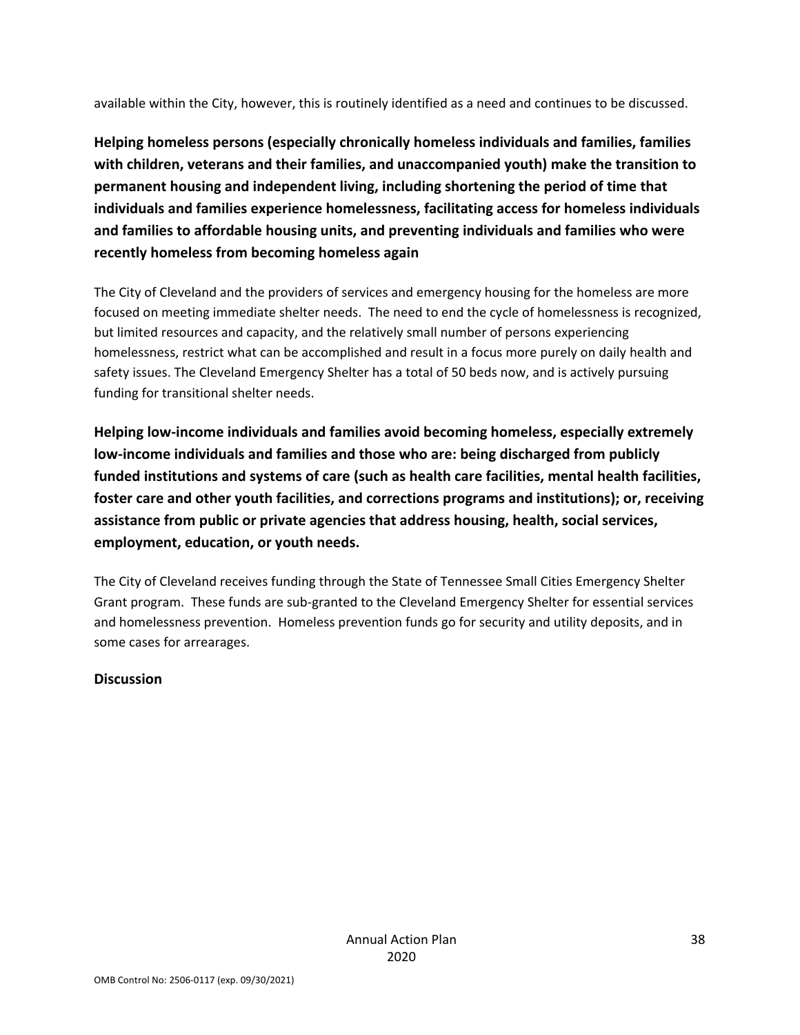available within the City, however, this is routinely identified as a need and continues to be discussed.

**Helping homeless persons (especially chronically homeless individuals and families, families with children, veterans and their families, and unaccompanied youth) make the transition to permanent housing and independent living, including shortening the period of time that individuals and families experience homelessness, facilitating access for homeless individuals and families to affordable housing units, and preventing individuals and families who were recently homeless from becoming homeless again**

The City of Cleveland and the providers of services and emergency housing for the homeless are more focused on meeting immediate shelter needs. The need to end the cycle of homelessness is recognized, but limited resources and capacity, and the relatively small number of persons experiencing homelessness, restrict what can be accomplished and result in a focus more purely on daily health and safety issues. The Cleveland Emergency Shelter has a total of 50 beds now, and is actively pursuing funding for transitional shelter needs.

**Helping low-income individuals and families avoid becoming homeless, especially extremely low-income individuals and families and those who are: being discharged from publicly funded institutions and systems of care (such as health care facilities, mental health facilities, foster care and other youth facilities, and corrections programs and institutions); or, receiving assistance from public or private agencies that address housing, health, social services, employment, education, or youth needs.**

The City of Cleveland receives funding through the State of Tennessee Small Cities Emergency Shelter Grant program. These funds are sub-granted to the Cleveland Emergency Shelter for essential services and homelessness prevention. Homeless prevention funds go for security and utility deposits, and in some cases for arrearages.

**Discussion**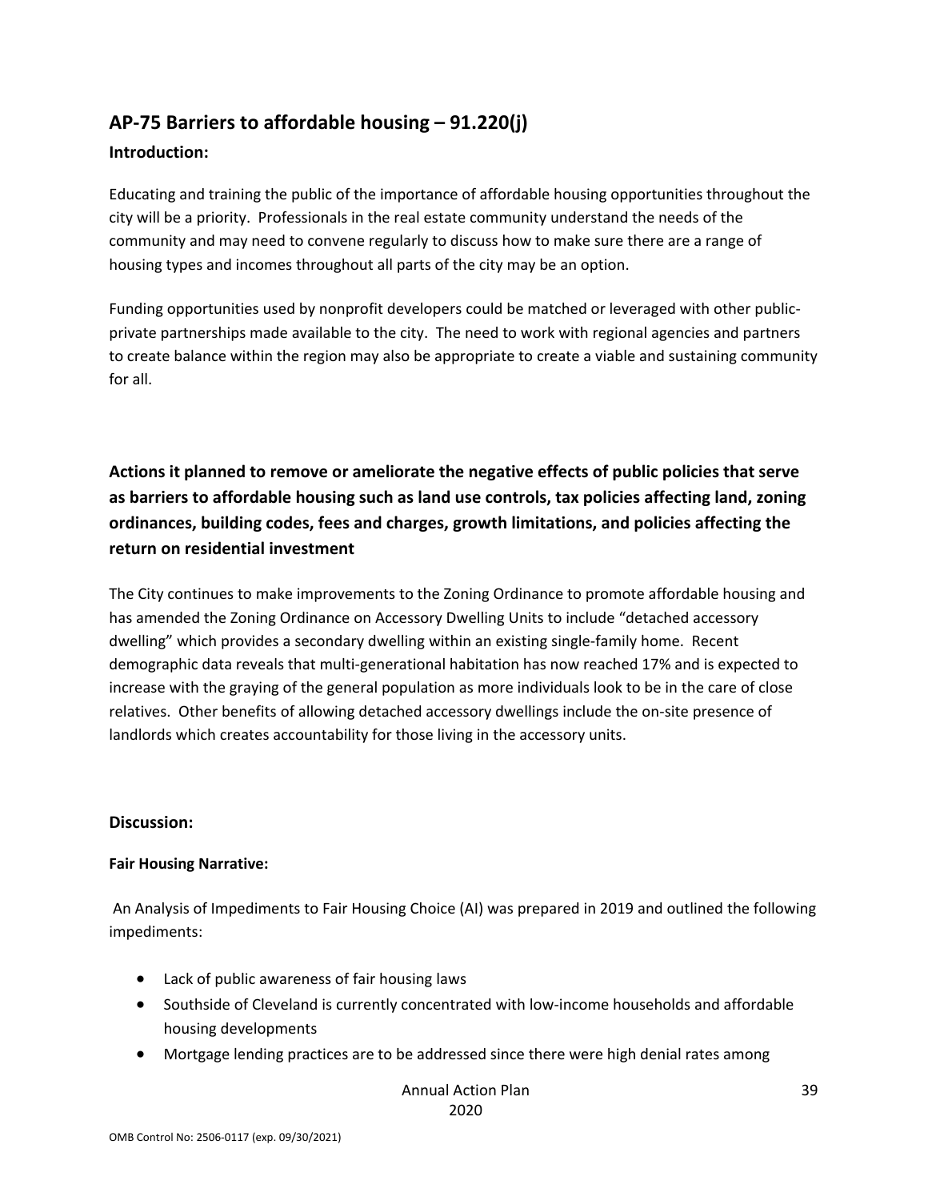## AP-75 Barriers to affordable housing – 91.220(j)

### Introduction:

Educating and training the public of the importance of affordable housing opportunities throughout the city will be a priority. Professionals in the real estate community understand the needs of the community and may need to convene regularly to discuss how to make sure there are a range of housing types and incomes throughout all parts of the city may be an option.

Funding opportunities used by nonprofit developers could be matched or leveraged with other public-private partnerships made available to the city. The need to work with regional agencies and partners to create balance within the region may also be appropriate to create a viable and sustaining community for all.

### Actions it planned to remove or ameliorate the negative effects of public policies that serve as barriers to affordable housing such as land use controls, tax policies affecting land, zoning ordinances, building codes, fees and charges, growth limitations, and policies affecting the return on residential investment

The City continues to make improvements to the Zoning Ordinance to promote affordable housing and has amended the Zoning Ordinance on Accessory Dwelling Units to include "detached accessory dwelling" which provides a secondary dwelling within an existing single-family home. Recent demographic data reveals that multi-generational habitation has now reached 17% and is expected to increase with the graying of the general population as more individuals look to be in the care of close relatives. Other benefits of allowing detached accessory dwellings include the on-site presence of landlords which creates accountability for those living in the accessory units.

### Discussion:

**Fair Housing Narrative:**

An Analysis of Impediments to Fair Housing Choice (AI) was prepared in 2019 and outlined the following impediments:

- Lack of public awareness of fair housing laws
- Southside of Cleveland is currently concentrated with low-income households and affordable housing developments
- Mortgage lending practices are to be addressed since there were high denial rates among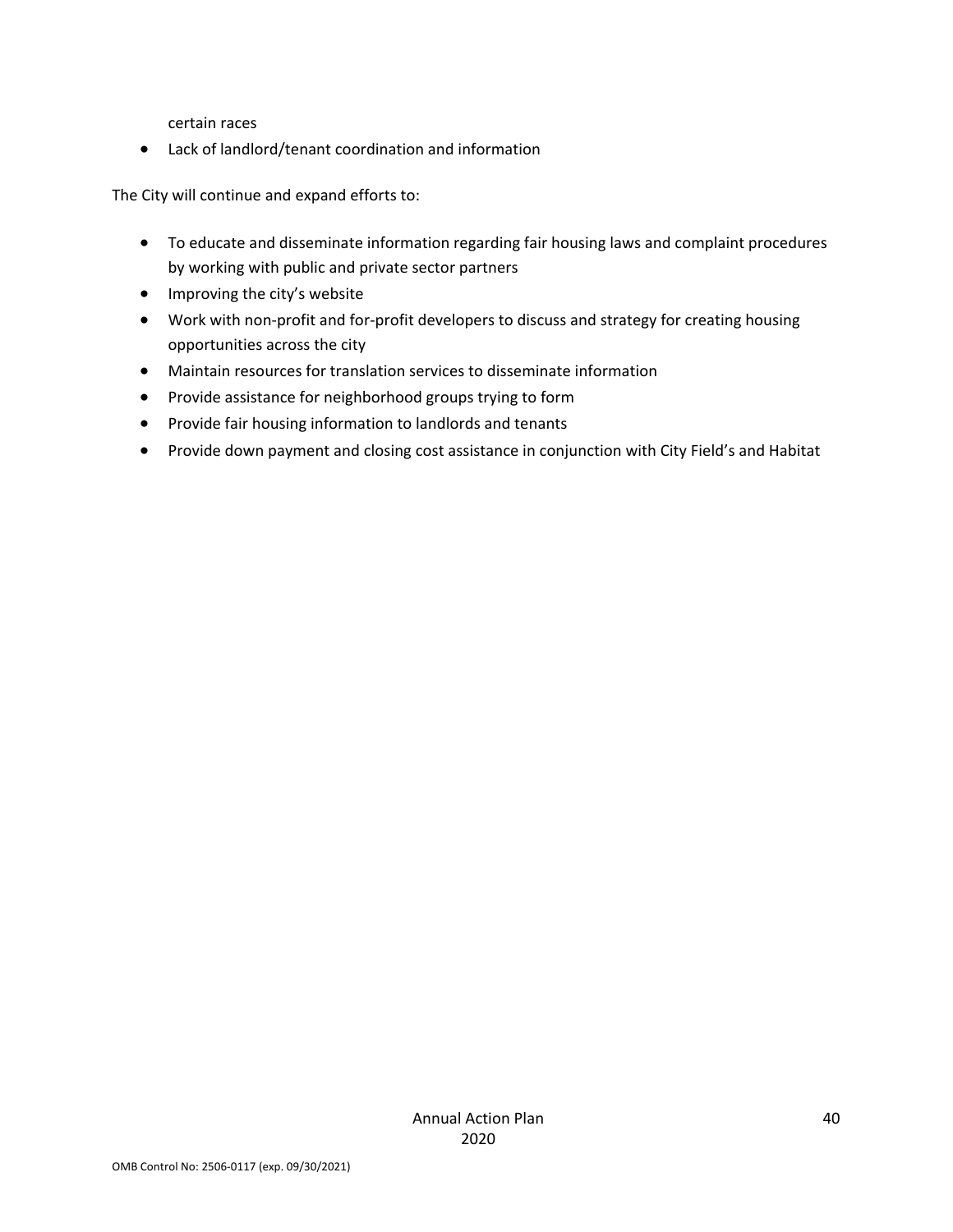certain races

- Lack of landlord/tenant coordination and information

The City will continue and expand efforts to:

- To educate and disseminate information regarding fair housing laws and complaint procedures by working with public and private sector partners
- Improving the city's website
- Work with non-profit and for-profit developers to discuss and strategy for creating housing opportunities across the city
- Maintain resources for translation services to disseminate information
- Provide assistance for neighborhood groups trying to form
- Provide fair housing information to landlords and tenants
- Provide down payment and closing cost assistance in conjunction with City Field's and Habitat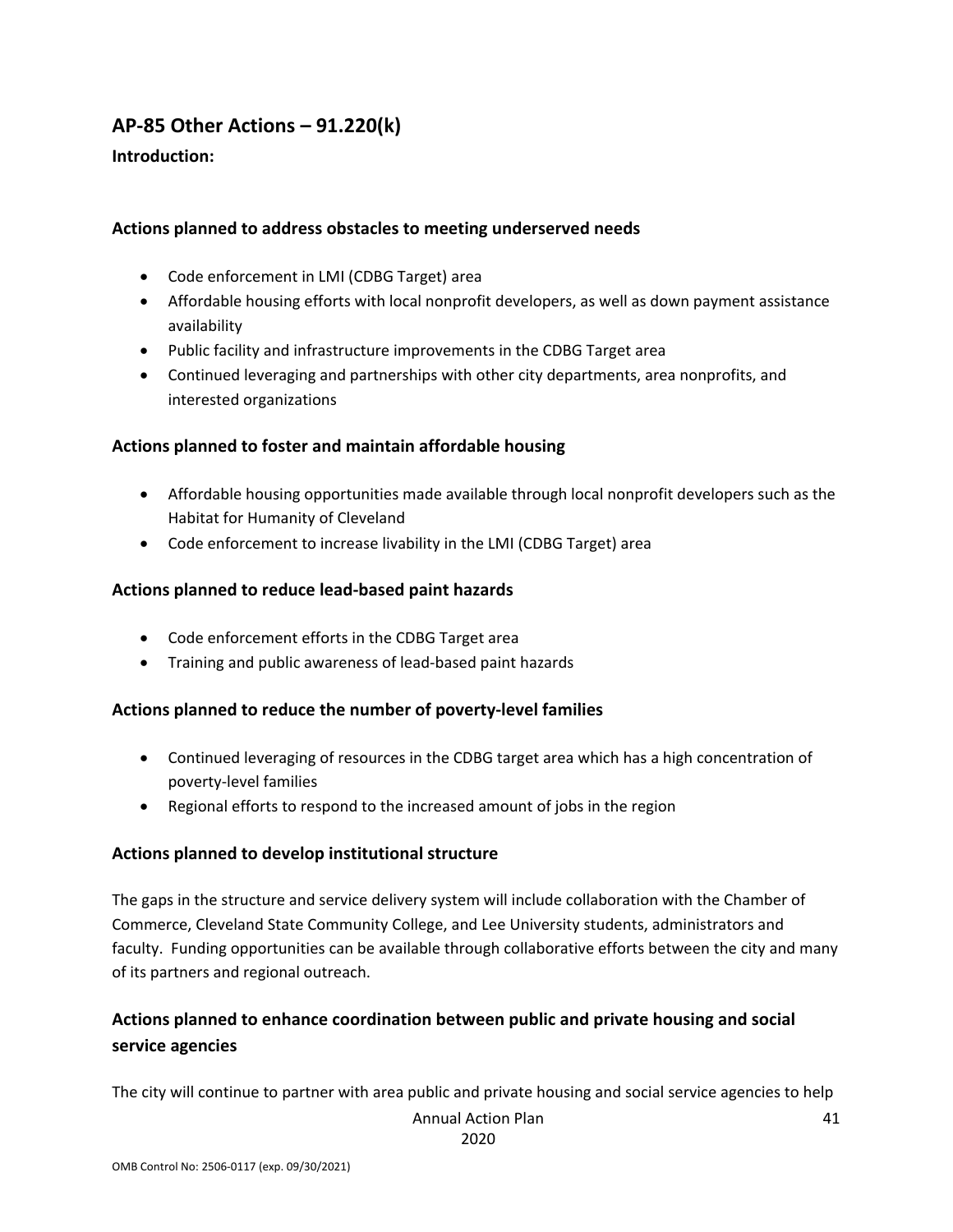## AP-85 Other Actions – 91.220(k)

**Introduction:**

### Actions planned to address obstacles to meeting underserved needs

- Code enforcement in LMI (CDBG Target) area
- Affordable housing efforts with local nonprofit developers, as well as down payment assistance availability
- Public facility and infrastructure improvements in the CDBG Target area
- Continued leveraging and partnerships with other city departments, area nonprofits, and interested organizations

### Actions planned to foster and maintain affordable housing

- Affordable housing opportunities made available through local nonprofit developers such as the Habitat for Humanity of Cleveland
- Code enforcement to increase livability in the LMI (CDBG Target) area

### Actions planned to reduce lead-based paint hazards

- Code enforcement efforts in the CDBG Target area
- Training and public awareness of lead-based paint hazards

### Actions planned to reduce the number of poverty-level families

- Continued leveraging of resources in the CDBG target area which has a high concentration of poverty-level families
- Regional efforts to respond to the increased amount of jobs in the region

### Actions planned to develop institutional structure

The gaps in the structure and service delivery system will include collaboration with the Chamber of Commerce, Cleveland State Community College, and Lee University students, administrators and faculty. Funding opportunities can be available through collaborative efforts between the city and many of its partners and regional outreach.

### Actions planned to enhance coordination between public and private housing and social service agencies

The city will continue to partner with area public and private housing and social service agencies to help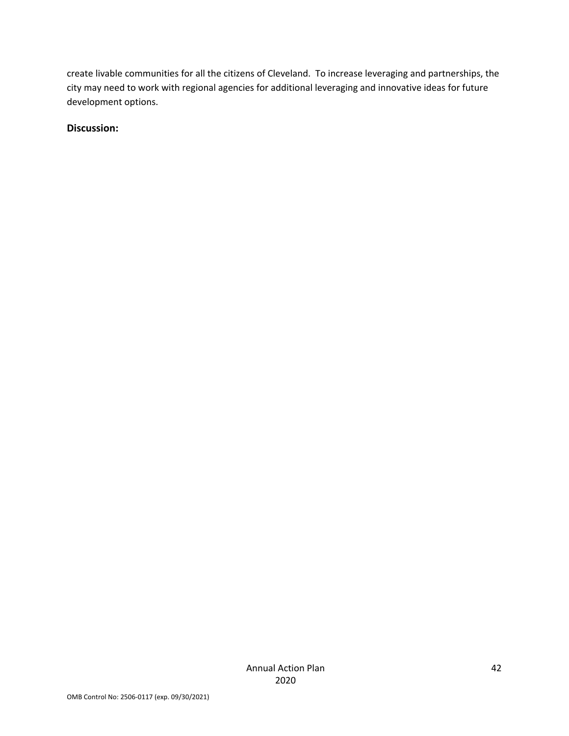create livable communities for all the citizens of Cleveland. To increase leveraging and partnerships, the city may need to work with regional agencies for additional leveraging and innovative ideas for future development options.

**Discussion:**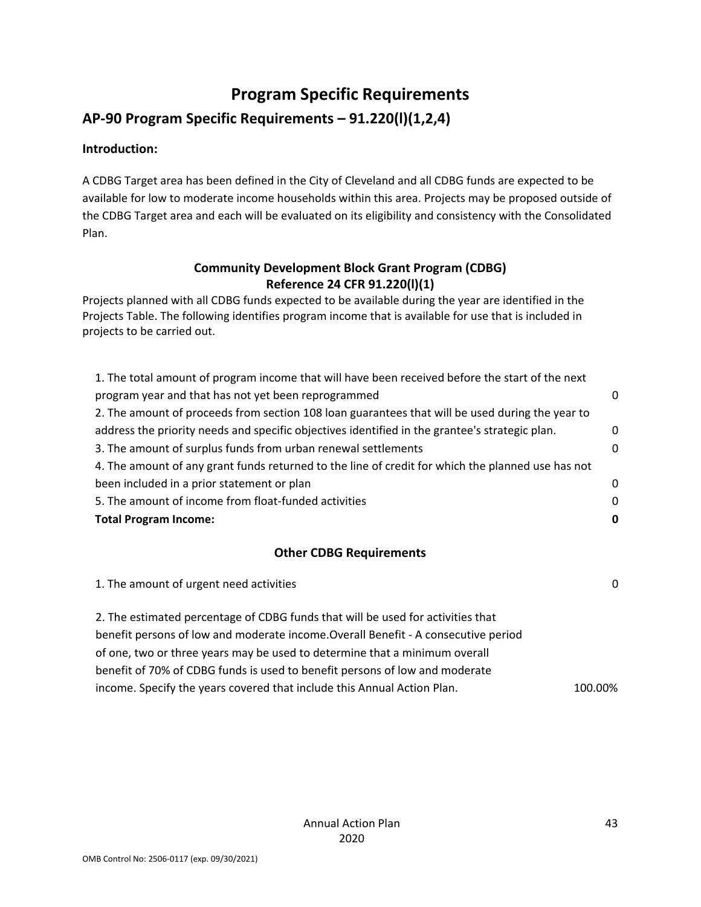# Program Specific Requirements

## AP-90 Program Specific Requirements – 91.220(l)(1,2,4)

**Introduction:**

A CDBG Target area has been defined in the City of Cleveland and all CDBG funds are expected to be available for low to moderate income households within this area. Projects may be proposed outside of the CDBG Target area and each will be evaluated on its eligibility and consistency with the Consolidated Plan.

### Community Development Block Grant Program (CDBG)
### Reference 24 CFR 91.220(l)(1)

Projects planned with all CDBG funds expected to be available during the year are identified in the Projects Table. The following identifies program income that is available for use that is included in projects to be carried out.

| | |
|---|---|
| 1. The total amount of program income that will have been received before the start of the next program year and that has not yet been reprogrammed | 0 |
| 2. The amount of proceeds from section 108 loan guarantees that will be used during the year to address the priority needs and specific objectives identified in the grantee's strategic plan. | 0 |
| 3. The amount of surplus funds from urban renewal settlements | 0 |
| 4. The amount of any grant funds returned to the line of credit for which the planned use has not been included in a prior statement or plan | 0 |
| 5. The amount of income from float-funded activities | 0 |
| **Total Program Income:** | **0** |

### Other CDBG Requirements

| | |
|---|---|
| 1. The amount of urgent need activities | 0 |
| 2. The estimated percentage of CDBG funds that will be used for activities that benefit persons of low and moderate income.Overall Benefit - A consecutive period of one, two or three years may be used to determine that a minimum overall benefit of 70% of CDBG funds is used to benefit persons of low and moderate income. Specify the years covered that include this Annual Action Plan. | 100.00% |